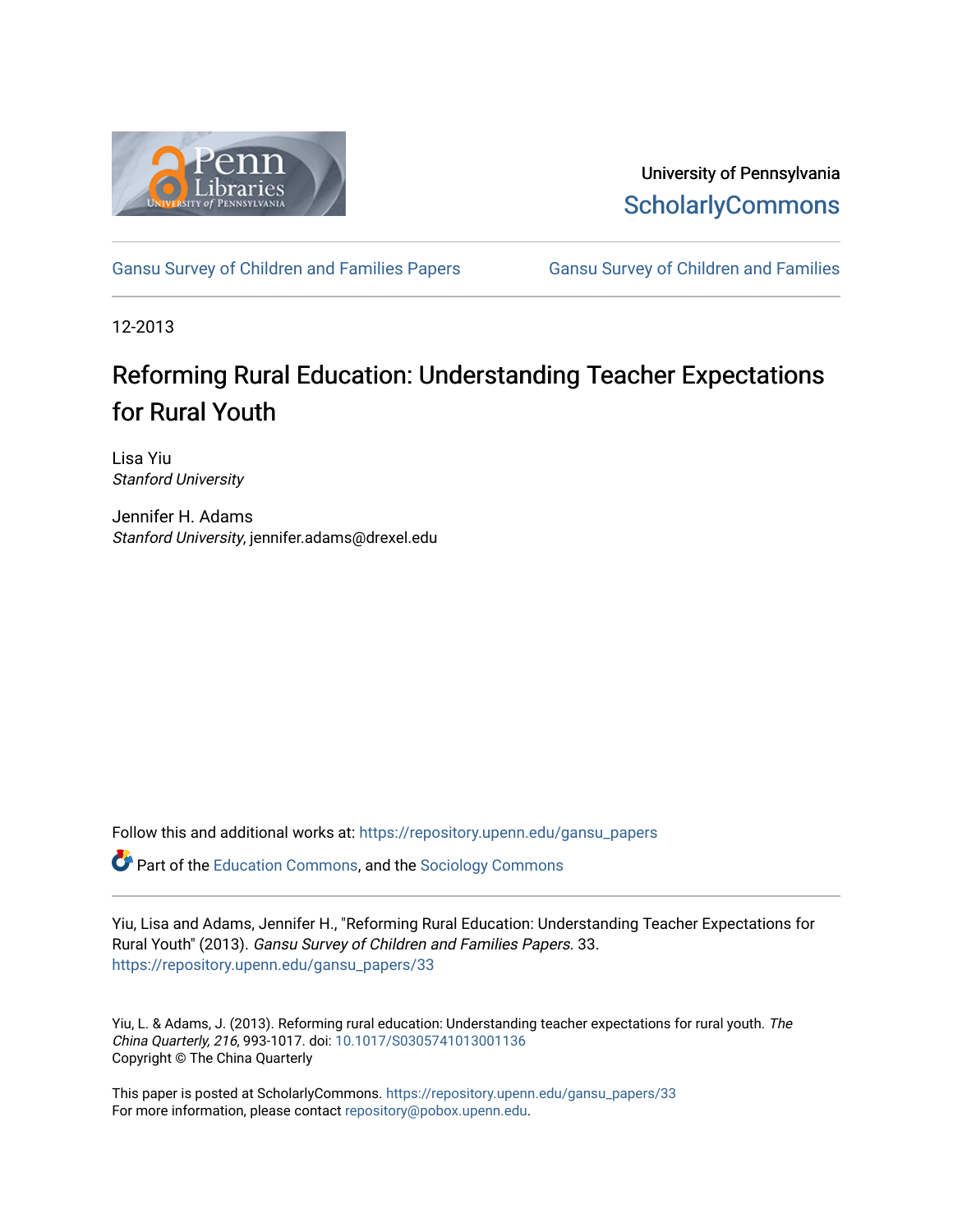University of Pennsylvania
ScholarlyCommons

Gansu Survey of Children and Families Papers | Gansu Survey of Children and Families

12-2013

# Reforming Rural Education: Understanding Teacher Expectations for Rural Youth

Lisa Yiu
*Stanford University*

Jennifer H. Adams
*Stanford University*, jennifer.adams@drexel.edu

Follow this and additional works at: https://repository.upenn.edu/gansu_papers

Part of the Education Commons, and the Sociology Commons

Yiu, Lisa and Adams, Jennifer H., "Reforming Rural Education: Understanding Teacher Expectations for Rural Youth" (2013). *Gansu Survey of Children and Families Papers*. 33.
https://repository.upenn.edu/gansu_papers/33

Yiu, L. & Adams, J. (2013). Reforming rural education: Understanding teacher expectations for rural youth. *The China Quarterly, 216*, 993-1017. doi: 10.1017/S0305741013001136
Copyright © The China Quarterly

This paper is posted at ScholarlyCommons. https://repository.upenn.edu/gansu_papers/33
For more information, please contact repository@pobox.upenn.edu.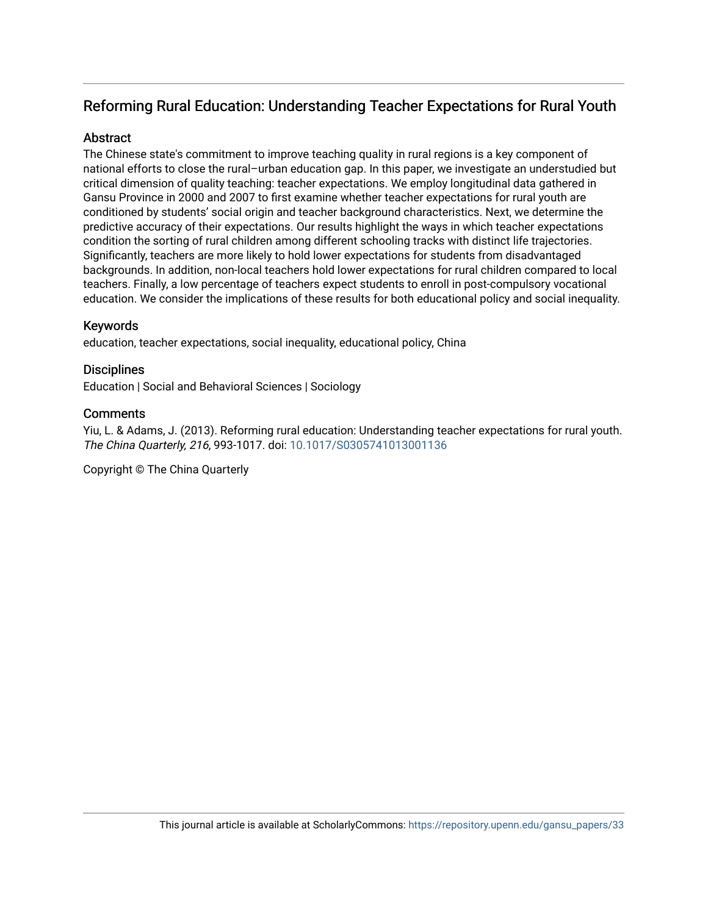# Reforming Rural Education: Understanding Teacher Expectations for Rural Youth

## Abstract

The Chinese state's commitment to improve teaching quality in rural regions is a key component of national efforts to close the rural–urban education gap. In this paper, we investigate an understudied but critical dimension of quality teaching: teacher expectations. We employ longitudinal data gathered in Gansu Province in 2000 and 2007 to first examine whether teacher expectations for rural youth are conditioned by students' social origin and teacher background characteristics. Next, we determine the predictive accuracy of their expectations. Our results highlight the ways in which teacher expectations condition the sorting of rural children among different schooling tracks with distinct life trajectories. Significantly, teachers are more likely to hold lower expectations for students from disadvantaged backgrounds. In addition, non-local teachers hold lower expectations for rural children compared to local teachers. Finally, a low percentage of teachers expect students to enroll in post-compulsory vocational education. We consider the implications of these results for both educational policy and social inequality.

## Keywords

education, teacher expectations, social inequality, educational policy, China

## Disciplines

Education | Social and Behavioral Sciences | Sociology

## Comments

Yiu, L. & Adams, J. (2013). Reforming rural education: Understanding teacher expectations for rural youth. *The China Quarterly, 216*, 993-1017. doi: 10.1017/S0305741013001136

Copyright © The China Quarterly

This journal article is available at ScholarlyCommons: https://repository.upenn.edu/gansu_papers/33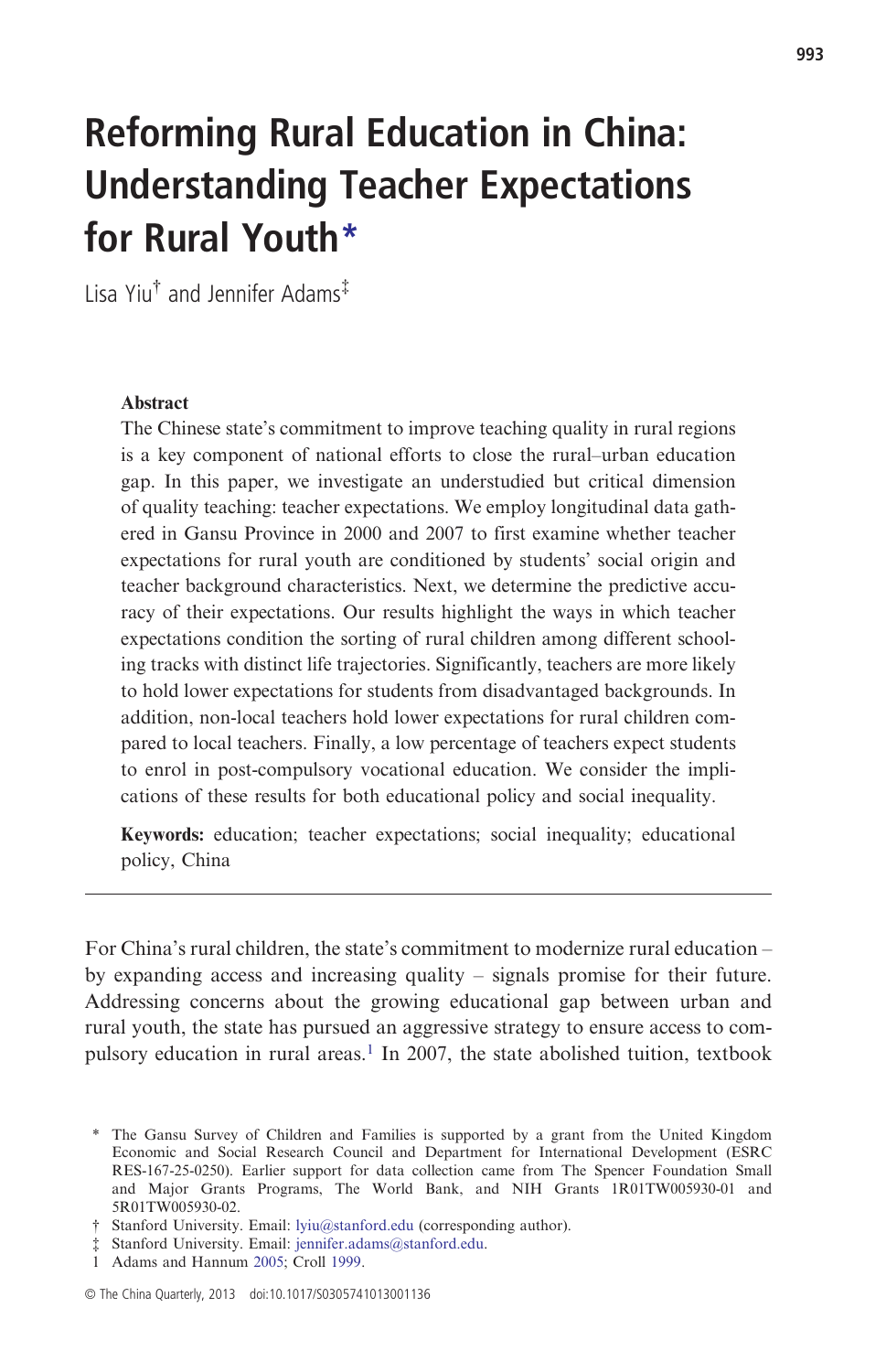# Reforming Rural Education in China: Understanding Teacher Expectations for Rural Youth*

Lisa Yiu† and Jennifer Adams‡

**Abstract**

The Chinese state's commitment to improve teaching quality in rural regions is a key component of national efforts to close the rural–urban education gap. In this paper, we investigate an understudied but critical dimension of quality teaching: teacher expectations. We employ longitudinal data gathered in Gansu Province in 2000 and 2007 to first examine whether teacher expectations for rural youth are conditioned by students' social origin and teacher background characteristics. Next, we determine the predictive accuracy of their expectations. Our results highlight the ways in which teacher expectations condition the sorting of rural children among different schooling tracks with distinct life trajectories. Significantly, teachers are more likely to hold lower expectations for students from disadvantaged backgrounds. In addition, non-local teachers hold lower expectations for rural children compared to local teachers. Finally, a low percentage of teachers expect students to enrol in post-compulsory vocational education. We consider the implications of these results for both educational policy and social inequality.

**Keywords:** education; teacher expectations; social inequality; educational policy, China

---

For China's rural children, the state's commitment to modernize rural education – by expanding access and increasing quality – signals promise for their future. Addressing concerns about the growing educational gap between urban and rural youth, the state has pursued an aggressive strategy to ensure access to compulsory education in rural areas.[1] In 2007, the state abolished tuition, textbook

---

\* The Gansu Survey of Children and Families is supported by a grant from the United Kingdom Economic and Social Research Council and Department for International Development (ESRC RES-167-25-0250). Earlier support for data collection came from The Spencer Foundation Small and Major Grants Programs, The World Bank, and NIH Grants 1R01TW005930-01 and 5R01TW005930-02.

† Stanford University. Email: lyiu@stanford.edu (corresponding author).

‡ Stanford University. Email: jennifer.adams@stanford.edu.

1 Adams and Hannum 2005; Croll 1999.

© The China Quarterly, 2013 doi:10.1017/S0305741013001136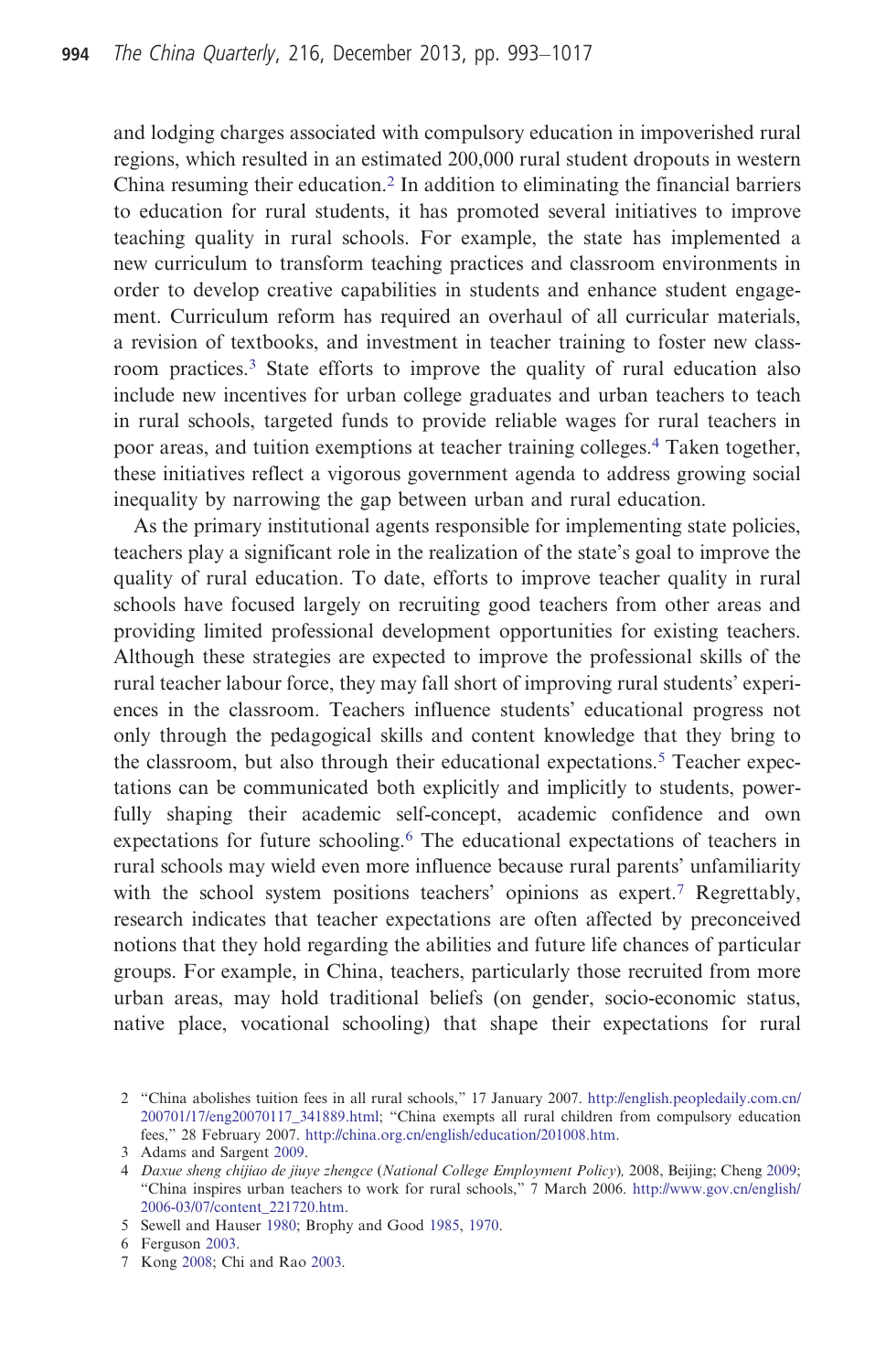and lodging charges associated with compulsory education in impoverished rural regions, which resulted in an estimated 200,000 rural student dropouts in western China resuming their education.[2] In addition to eliminating the financial barriers to education for rural students, it has promoted several initiatives to improve teaching quality in rural schools. For example, the state has implemented a new curriculum to transform teaching practices and classroom environments in order to develop creative capabilities in students and enhance student engagement. Curriculum reform has required an overhaul of all curricular materials, a revision of textbooks, and investment in teacher training to foster new classroom practices.[3] State efforts to improve the quality of rural education also include new incentives for urban college graduates and urban teachers to teach in rural schools, targeted funds to provide reliable wages for rural teachers in poor areas, and tuition exemptions at teacher training colleges.[4] Taken together, these initiatives reflect a vigorous government agenda to address growing social inequality by narrowing the gap between urban and rural education.

As the primary institutional agents responsible for implementing state policies, teachers play a significant role in the realization of the state's goal to improve the quality of rural education. To date, efforts to improve teacher quality in rural schools have focused largely on recruiting good teachers from other areas and providing limited professional development opportunities for existing teachers. Although these strategies are expected to improve the professional skills of the rural teacher labour force, they may fall short of improving rural students' experiences in the classroom. Teachers influence students' educational progress not only through the pedagogical skills and content knowledge that they bring to the classroom, but also through their educational expectations.[5] Teacher expectations can be communicated both explicitly and implicitly to students, powerfully shaping their academic self-concept, academic confidence and own expectations for future schooling.[6] The educational expectations of teachers in rural schools may wield even more influence because rural parents' unfamiliarity with the school system positions teachers' opinions as expert.[7] Regrettably, research indicates that teacher expectations are often affected by preconceived notions that they hold regarding the abilities and future life chances of particular groups. For example, in China, teachers, particularly those recruited from more urban areas, may hold traditional beliefs (on gender, socio-economic status, native place, vocational schooling) that shape their expectations for rural

---

2 "China abolishes tuition fees in all rural schools," 17 January 2007. http://english.peopledaily.com.cn/200701/17/eng20070117_341889.html; "China exempts all rural children from compulsory education fees," 28 February 2007. http://china.org.cn/english/education/201008.htm.

3 Adams and Sargent 2009.

4 *Daxue sheng chijiao de jiuye zhengce* (*National College Employment Policy*), 2008, Beijing; Cheng 2009; "China inspires urban teachers to work for rural schools," 7 March 2006. http://www.gov.cn/english/2006-03/07/content_221720.htm.

5 Sewell and Hauser 1980; Brophy and Good 1985, 1970.

6 Ferguson 2003.

7 Kong 2008; Chi and Rao 2003.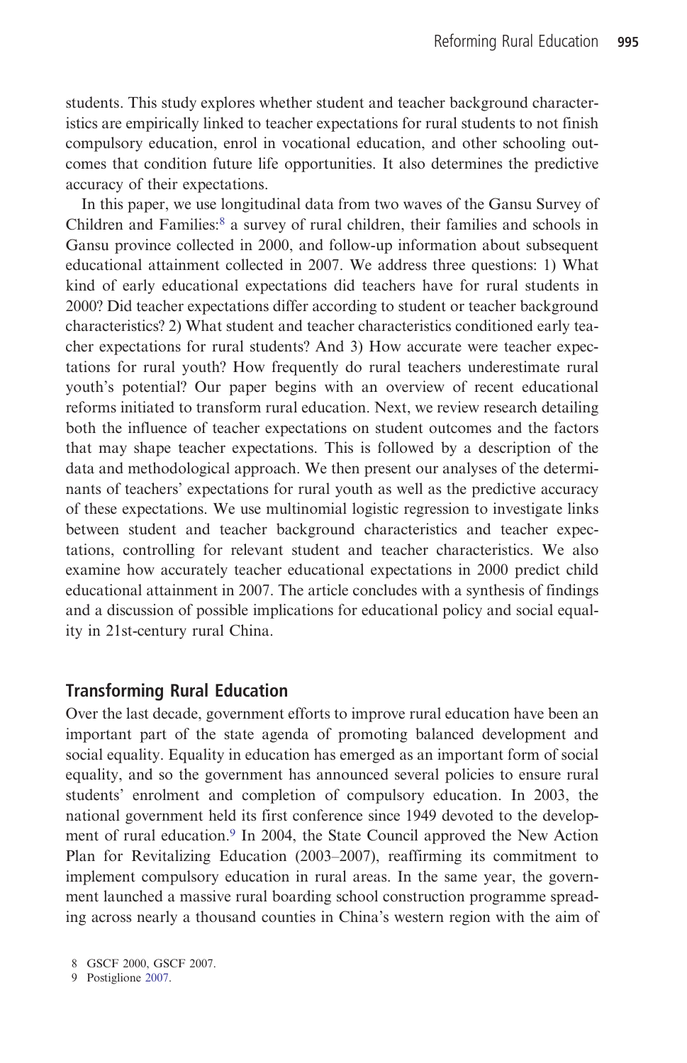students. This study explores whether student and teacher background characteristics are empirically linked to teacher expectations for rural students to not finish compulsory education, enrol in vocational education, and other schooling outcomes that condition future life opportunities. It also determines the predictive accuracy of their expectations.

In this paper, we use longitudinal data from two waves of the Gansu Survey of Children and Families:[8] a survey of rural children, their families and schools in Gansu province collected in 2000, and follow-up information about subsequent educational attainment collected in 2007. We address three questions: 1) What kind of early educational expectations did teachers have for rural students in 2000? Did teacher expectations differ according to student or teacher background characteristics? 2) What student and teacher characteristics conditioned early teacher expectations for rural students? And 3) How accurate were teacher expectations for rural youth? How frequently do rural teachers underestimate rural youth's potential? Our paper begins with an overview of recent educational reforms initiated to transform rural education. Next, we review research detailing both the influence of teacher expectations on student outcomes and the factors that may shape teacher expectations. This is followed by a description of the data and methodological approach. We then present our analyses of the determinants of teachers' expectations for rural youth as well as the predictive accuracy of these expectations. We use multinomial logistic regression to investigate links between student and teacher background characteristics and teacher expectations, controlling for relevant student and teacher characteristics. We also examine how accurately teacher educational expectations in 2000 predict child educational attainment in 2007. The article concludes with a synthesis of findings and a discussion of possible implications for educational policy and social equality in 21st-century rural China.

## Transforming Rural Education

Over the last decade, government efforts to improve rural education have been an important part of the state agenda of promoting balanced development and social equality. Equality in education has emerged as an important form of social equality, and so the government has announced several policies to ensure rural students' enrolment and completion of compulsory education. In 2003, the national government held its first conference since 1949 devoted to the development of rural education.[9] In 2004, the State Council approved the New Action Plan for Revitalizing Education (2003–2007), reaffirming its commitment to implement compulsory education in rural areas. In the same year, the government launched a massive rural boarding school construction programme spreading across nearly a thousand counties in China's western region with the aim of

8 GSCF 2000, GSCF 2007.

9 Postiglione 2007.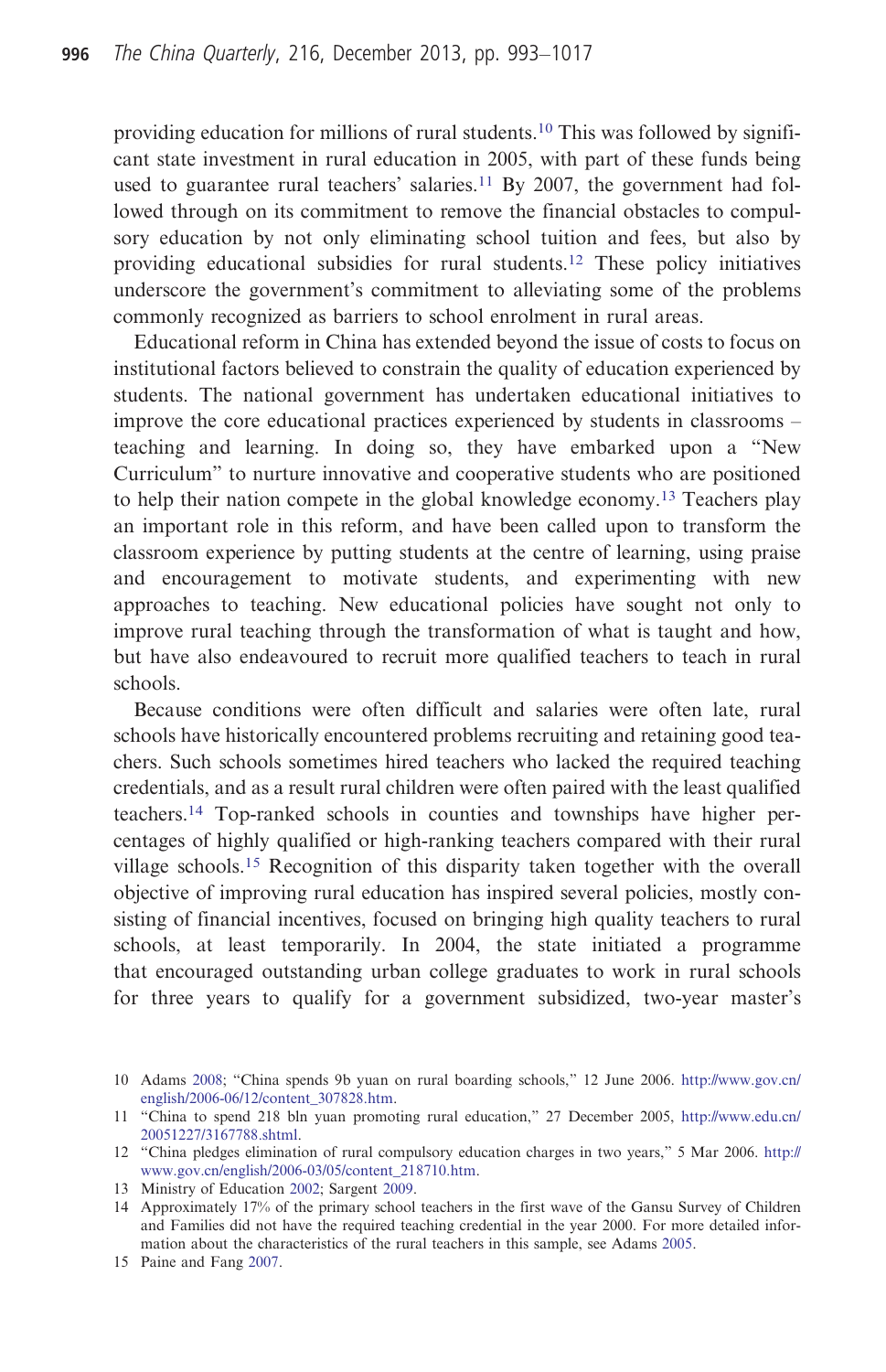providing education for millions of rural students.[10] This was followed by significant state investment in rural education in 2005, with part of these funds being used to guarantee rural teachers' salaries.[11] By 2007, the government had followed through on its commitment to remove the financial obstacles to compulsory education by not only eliminating school tuition and fees, but also by providing educational subsidies for rural students.[12] These policy initiatives underscore the government's commitment to alleviating some of the problems commonly recognized as barriers to school enrolment in rural areas.

Educational reform in China has extended beyond the issue of costs to focus on institutional factors believed to constrain the quality of education experienced by students. The national government has undertaken educational initiatives to improve the core educational practices experienced by students in classrooms – teaching and learning. In doing so, they have embarked upon a "New Curriculum" to nurture innovative and cooperative students who are positioned to help their nation compete in the global knowledge economy.[13] Teachers play an important role in this reform, and have been called upon to transform the classroom experience by putting students at the centre of learning, using praise and encouragement to motivate students, and experimenting with new approaches to teaching. New educational policies have sought not only to improve rural teaching through the transformation of what is taught and how, but have also endeavoured to recruit more qualified teachers to teach in rural schools.

Because conditions were often difficult and salaries were often late, rural schools have historically encountered problems recruiting and retaining good teachers. Such schools sometimes hired teachers who lacked the required teaching credentials, and as a result rural children were often paired with the least qualified teachers.[14] Top-ranked schools in counties and townships have higher percentages of highly qualified or high-ranking teachers compared with their rural village schools.[15] Recognition of this disparity taken together with the overall objective of improving rural education has inspired several policies, mostly consisting of financial incentives, focused on bringing high quality teachers to rural schools, at least temporarily. In 2004, the state initiated a programme that encouraged outstanding urban college graduates to work in rural schools for three years to qualify for a government subsidized, two-year master's

10 Adams 2008; "China spends 9b yuan on rural boarding schools," 12 June 2006. http://www.gov.cn/english/2006-06/12/content_307828.htm.

11 "China to spend 218 bln yuan promoting rural education," 27 December 2005, http://www.edu.cn/20051227/3167788.shtml.

12 "China pledges elimination of rural compulsory education charges in two years," 5 Mar 2006. http://www.gov.cn/english/2006-03/05/content_218710.htm.

13 Ministry of Education 2002; Sargent 2009.

14 Approximately 17% of the primary school teachers in the first wave of the Gansu Survey of Children and Families did not have the required teaching credential in the year 2000. For more detailed information about the characteristics of the rural teachers in this sample, see Adams 2005.

15 Paine and Fang 2007.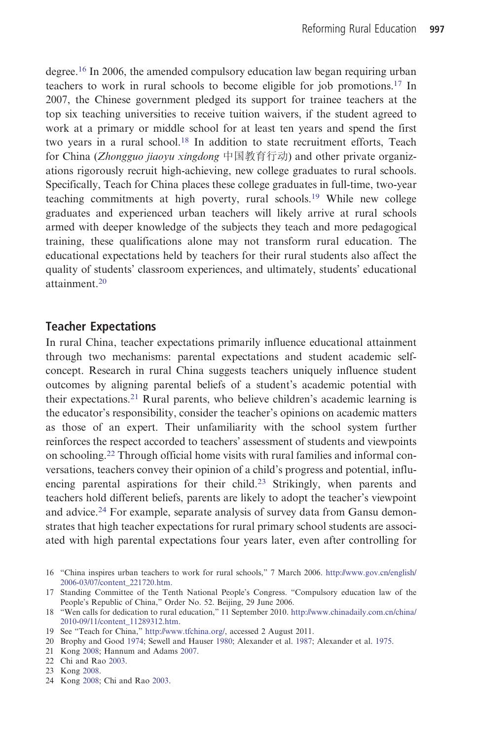degree.[16] In 2006, the amended compulsory education law began requiring urban teachers to work in rural schools to become eligible for job promotions.[17] In 2007, the Chinese government pledged its support for trainee teachers at the top six teaching universities to receive tuition waivers, if the student agreed to work at a primary or middle school for at least ten years and spend the first two years in a rural school.[18] In addition to state recruitment efforts, Teach for China (*Zhongguo jiaoyu xingdong* 中国教育行动) and other private organizations rigorously recruit high-achieving, new college graduates to rural schools. Specifically, Teach for China places these college graduates in full-time, two-year teaching commitments at high poverty, rural schools.[19] While new college graduates and experienced urban teachers will likely arrive at rural schools armed with deeper knowledge of the subjects they teach and more pedagogical training, these qualifications alone may not transform rural education. The educational expectations held by teachers for their rural students also affect the quality of students' classroom experiences, and ultimately, students' educational attainment.[20]

## Teacher Expectations

In rural China, teacher expectations primarily influence educational attainment through two mechanisms: parental expectations and student academic self-concept. Research in rural China suggests teachers uniquely influence student outcomes by aligning parental beliefs of a student's academic potential with their expectations.[21] Rural parents, who believe children's academic learning is the educator's responsibility, consider the teacher's opinions on academic matters as those of an expert. Their unfamiliarity with the school system further reinforces the respect accorded to teachers' assessment of students and viewpoints on schooling.[22] Through official home visits with rural families and informal conversations, teachers convey their opinion of a child's progress and potential, influencing parental aspirations for their child.[23] Strikingly, when parents and teachers hold different beliefs, parents are likely to adopt the teacher's viewpoint and advice.[24] For example, separate analysis of survey data from Gansu demonstrates that high teacher expectations for rural primary school students are associated with high parental expectations four years later, even after controlling for

16 "China inspires urban teachers to work for rural schools," 7 March 2006. http://www.gov.cn/english/2006-03/07/content_221720.htm.

17 Standing Committee of the Tenth National People's Congress. "Compulsory education law of the People's Republic of China," Order No. 52. Beijing, 29 June 2006.

18 "Wen calls for dedication to rural education," 11 September 2010. http://www.chinadaily.com.cn/china/2010-09/11/content_11289312.htm.

19 See "Teach for China," http://www.tfchina.org/, accessed 2 August 2011.

20 Brophy and Good 1974; Sewell and Hauser 1980; Alexander et al. 1987; Alexander et al. 1975.

21 Kong 2008; Hannum and Adams 2007.

22 Chi and Rao 2003.

23 Kong 2008.

24 Kong 2008; Chi and Rao 2003.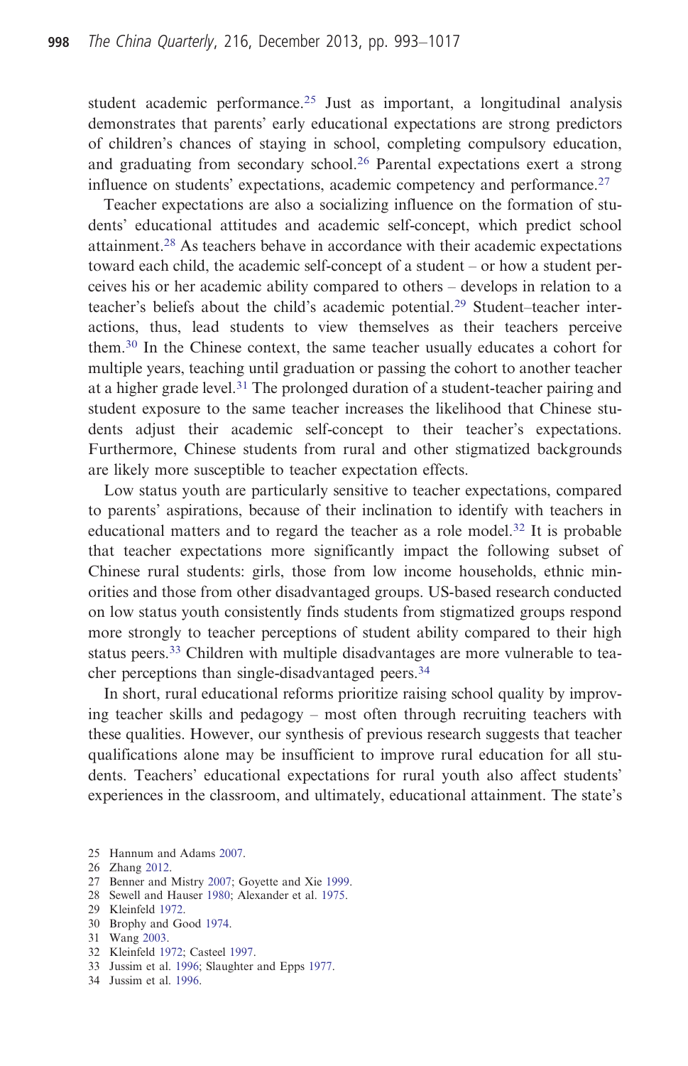student academic performance.[25] Just as important, a longitudinal analysis demonstrates that parents' early educational expectations are strong predictors of children's chances of staying in school, completing compulsory education, and graduating from secondary school.[26] Parental expectations exert a strong influence on students' expectations, academic competency and performance.[27]

Teacher expectations are also a socializing influence on the formation of students' educational attitudes and academic self-concept, which predict school attainment.[28] As teachers behave in accordance with their academic expectations toward each child, the academic self-concept of a student – or how a student perceives his or her academic ability compared to others – develops in relation to a teacher's beliefs about the child's academic potential.[29] Student–teacher interactions, thus, lead students to view themselves as their teachers perceive them.[30] In the Chinese context, the same teacher usually educates a cohort for multiple years, teaching until graduation or passing the cohort to another teacher at a higher grade level.[31] The prolonged duration of a student-teacher pairing and student exposure to the same teacher increases the likelihood that Chinese students adjust their academic self-concept to their teacher's expectations. Furthermore, Chinese students from rural and other stigmatized backgrounds are likely more susceptible to teacher expectation effects.

Low status youth are particularly sensitive to teacher expectations, compared to parents' aspirations, because of their inclination to identify with teachers in educational matters and to regard the teacher as a role model.[32] It is probable that teacher expectations more significantly impact the following subset of Chinese rural students: girls, those from low income households, ethnic minorities and those from other disadvantaged groups. US-based research conducted on low status youth consistently finds students from stigmatized groups respond more strongly to teacher perceptions of student ability compared to their high status peers.[33] Children with multiple disadvantages are more vulnerable to teacher perceptions than single-disadvantaged peers.[34]

In short, rural educational reforms prioritize raising school quality by improving teacher skills and pedagogy – most often through recruiting teachers with these qualities. However, our synthesis of previous research suggests that teacher qualifications alone may be insufficient to improve rural education for all students. Teachers' educational expectations for rural youth also affect students' experiences in the classroom, and ultimately, educational attainment. The state's

25 Hannum and Adams 2007.
26 Zhang 2012.
27 Benner and Mistry 2007; Goyette and Xie 1999.
28 Sewell and Hauser 1980; Alexander et al. 1975.
29 Kleinfeld 1972.
30 Brophy and Good 1974.
31 Wang 2003.
32 Kleinfeld 1972; Casteel 1997.
33 Jussim et al. 1996; Slaughter and Epps 1977.
34 Jussim et al. 1996.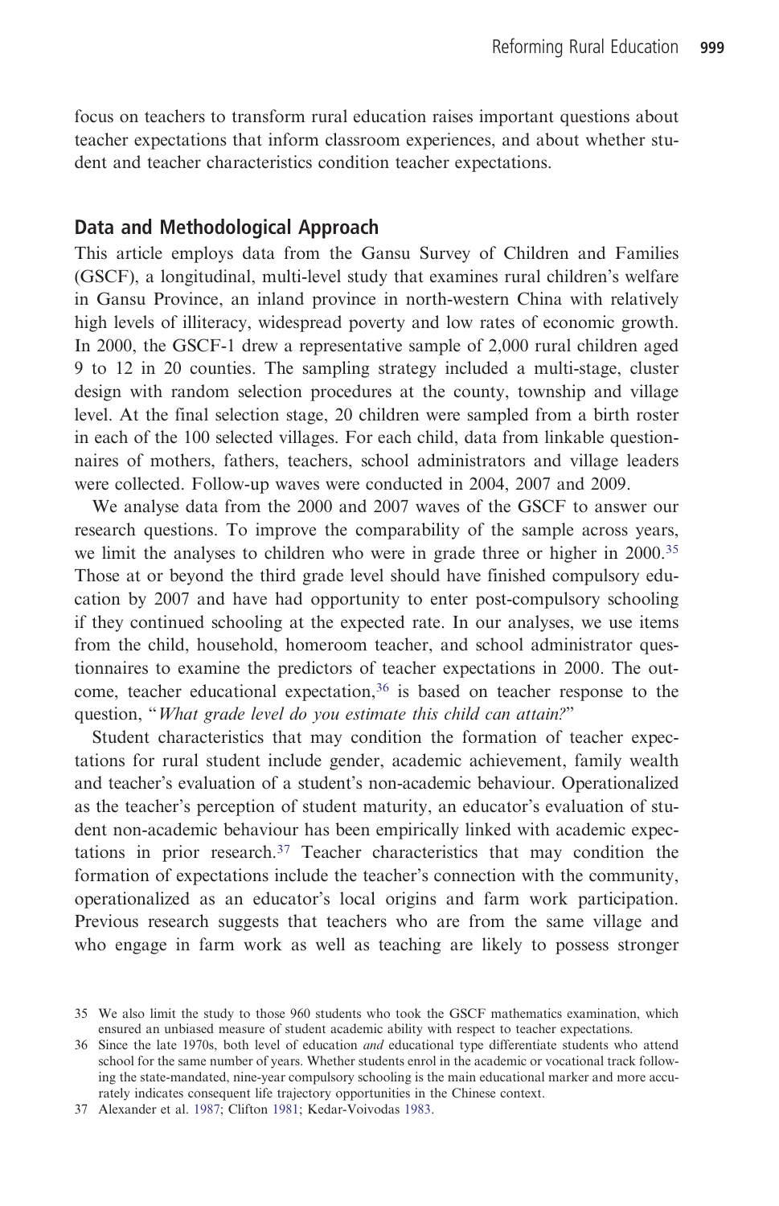focus on teachers to transform rural education raises important questions about teacher expectations that inform classroom experiences, and about whether student and teacher characteristics condition teacher expectations.

## Data and Methodological Approach

This article employs data from the Gansu Survey of Children and Families (GSCF), a longitudinal, multi-level study that examines rural children's welfare in Gansu Province, an inland province in north-western China with relatively high levels of illiteracy, widespread poverty and low rates of economic growth. In 2000, the GSCF-1 drew a representative sample of 2,000 rural children aged 9 to 12 in 20 counties. The sampling strategy included a multi-stage, cluster design with random selection procedures at the county, township and village level. At the final selection stage, 20 children were sampled from a birth roster in each of the 100 selected villages. For each child, data from linkable questionnaires of mothers, fathers, teachers, school administrators and village leaders were collected. Follow-up waves were conducted in 2004, 2007 and 2009.

We analyse data from the 2000 and 2007 waves of the GSCF to answer our research questions. To improve the comparability of the sample across years, we limit the analyses to children who were in grade three or higher in 2000.[35] Those at or beyond the third grade level should have finished compulsory education by 2007 and have had opportunity to enter post-compulsory schooling if they continued schooling at the expected rate. In our analyses, we use items from the child, household, homeroom teacher, and school administrator questionnaires to examine the predictors of teacher expectations in 2000. The outcome, teacher educational expectation,[36] is based on teacher response to the question, "*What grade level do you estimate this child can attain?*"

Student characteristics that may condition the formation of teacher expectations for rural student include gender, academic achievement, family wealth and teacher's evaluation of a student's non-academic behaviour. Operationalized as the teacher's perception of student maturity, an educator's evaluation of student non-academic behaviour has been empirically linked with academic expectations in prior research.[37] Teacher characteristics that may condition the formation of expectations include the teacher's connection with the community, operationalized as an educator's local origins and farm work participation. Previous research suggests that teachers who are from the same village and who engage in farm work as well as teaching are likely to possess stronger

35 We also limit the study to those 960 students who took the GSCF mathematics examination, which ensured an unbiased measure of student academic ability with respect to teacher expectations.

36 Since the late 1970s, both level of education *and* educational type differentiate students who attend school for the same number of years. Whether students enrol in the academic or vocational track following the state-mandated, nine-year compulsory schooling is the main educational marker and more accurately indicates consequent life trajectory opportunities in the Chinese context.

37 Alexander et al. 1987; Clifton 1981; Kedar-Voivodas 1983.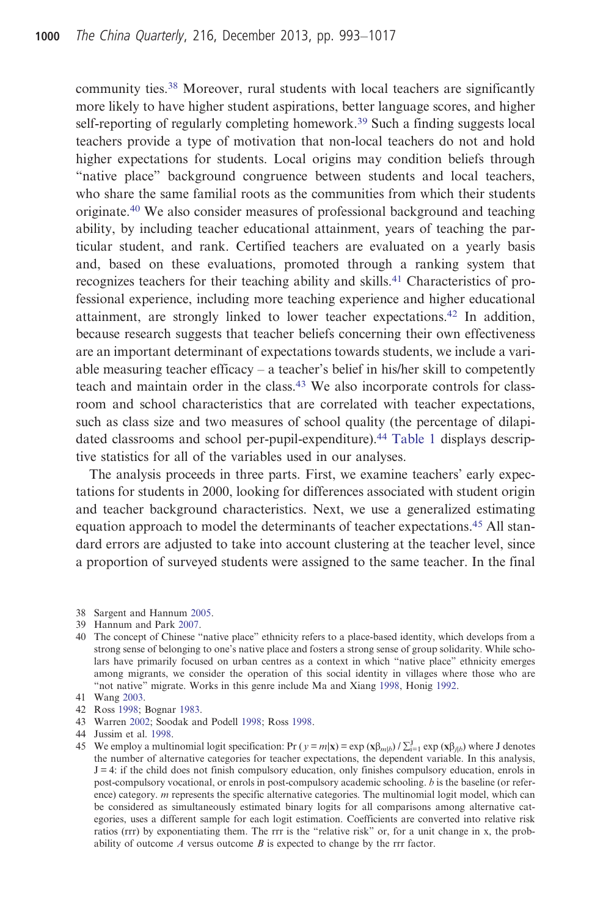community ties.[38] Moreover, rural students with local teachers are significantly more likely to have higher student aspirations, better language scores, and higher self-reporting of regularly completing homework.[39] Such a finding suggests local teachers provide a type of motivation that non-local teachers do not and hold higher expectations for students. Local origins may condition beliefs through "native place" background congruence between students and local teachers, who share the same familial roots as the communities from which their students originate.[40] We also consider measures of professional background and teaching ability, by including teacher educational attainment, years of teaching the particular student, and rank. Certified teachers are evaluated on a yearly basis and, based on these evaluations, promoted through a ranking system that recognizes teachers for their teaching ability and skills.[41] Characteristics of professional experience, including more teaching experience and higher educational attainment, are strongly linked to lower teacher expectations.[42] In addition, because research suggests that teacher beliefs concerning their own effectiveness are an important determinant of expectations towards students, we include a variable measuring teacher efficacy – a teacher's belief in his/her skill to competently teach and maintain order in the class.[43] We also incorporate controls for classroom and school characteristics that are correlated with teacher expectations, such as class size and two measures of school quality (the percentage of dilapidated classrooms and school per-pupil-expenditure).[44] Table 1 displays descriptive statistics for all of the variables used in our analyses.

The analysis proceeds in three parts. First, we examine teachers' early expectations for students in 2000, looking for differences associated with student origin and teacher background characteristics. Next, we use a generalized estimating equation approach to model the determinants of teacher expectations.[45] All standard errors are adjusted to take into account clustering at the teacher level, since a proportion of surveyed students were assigned to the same teacher. In the final

38 Sargent and Hannum 2005.

39 Hannum and Park 2007.

40 The concept of Chinese "native place" ethnicity refers to a place-based identity, which develops from a strong sense of belonging to one's native place and fosters a strong sense of group solidarity. While scholars have primarily focused on urban centres as a context in which "native place" ethnicity emerges among migrants, we consider the operation of this social identity in villages where those who are "not native" migrate. Works in this genre include Ma and Xiang 1998, Honig 1992.

41 Wang 2003.

42 Ross 1998; Bognar 1983.

43 Warren 2002; Soodak and Podell 1998; Ross 1998.

44 Jussim et al. 1998.

45 We employ a multinomial logit specification: $\Pr(y = m|\mathbf{x}) = \exp(\mathbf{x}\beta_{m|b}) / \sum_{i=1}^{J} \exp(\mathbf{x}\beta_{j|b})$ where J denotes the number of alternative categories for teacher expectations, the dependent variable. In this analysis, J = 4: if the child does not finish compulsory education, only finishes compulsory education, enrols in post-compulsory vocational, or enrols in post-compulsory academic schooling. *b* is the baseline (or reference) category. *m* represents the specific alternative categories. The multinomial logit model, which can be considered as simultaneously estimated binary logits for all comparisons among alternative categories, uses a different sample for each logit estimation. Coefficients are converted into relative risk ratios (rrr) by exponentiating them. The rrr is the "relative risk" or, for a unit change in x, the probability of outcome *A* versus outcome *B* is expected to change by the rrr factor.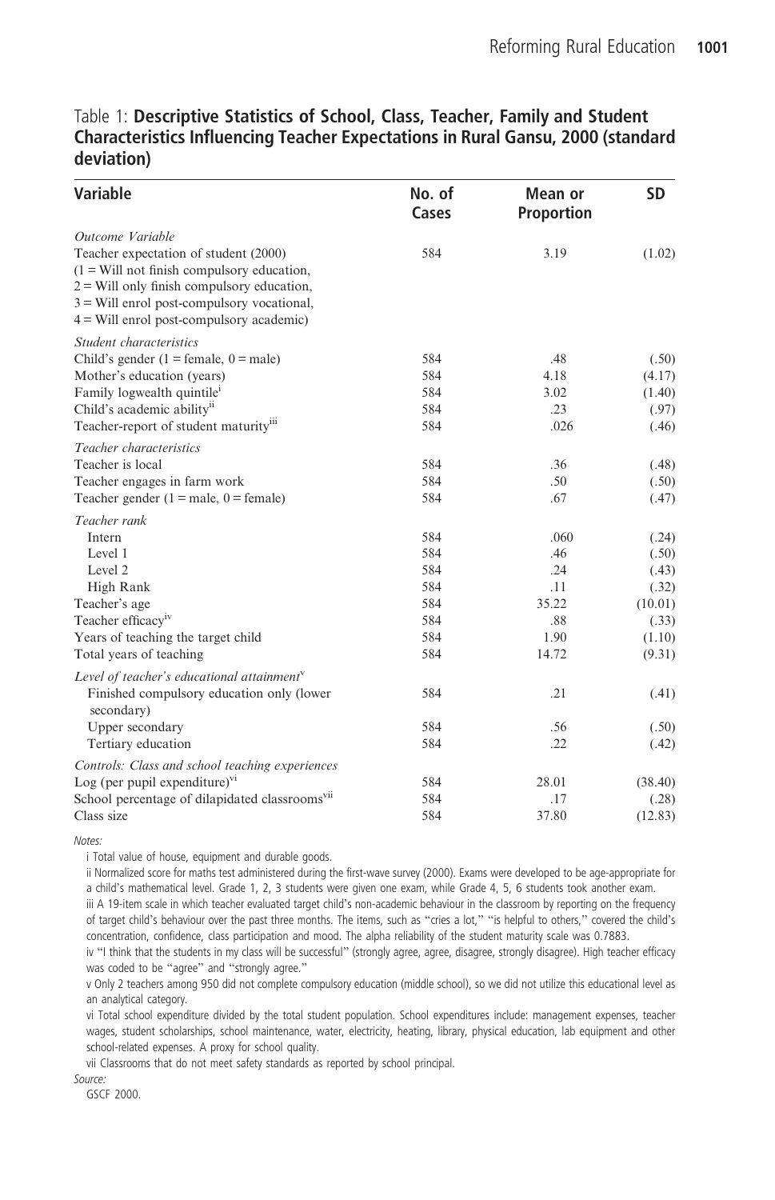Table 1: **Descriptive Statistics of School, Class, Teacher, Family and Student Characteristics Influencing Teacher Expectations in Rural Gansu, 2000 (standard deviation)**

| Variable | No. of Cases | Mean or Proportion | SD |
|---|---|---|---|
| *Outcome Variable* | | | |
| Teacher expectation of student (2000) (1 = Will not finish compulsory education, 2 = Will only finish compulsory education, 3 = Will enrol post-compulsory vocational, 4 = Will enrol post-compulsory academic) | 584 | 3.19 | (1.02) |
| *Student characteristics* | | | |
| Child's gender (1 = female, 0 = male) | 584 | .48 | (.50) |
| Mother's education (years) | 584 | 4.18 | (4.17) |
| Family logwealth quintile[i] | 584 | 3.02 | (1.40) |
| Child's academic ability[ii] | 584 | .23 | (.97) |
| Teacher-report of student maturity[iii] | 584 | .026 | (.46) |
| *Teacher characteristics* | | | |
| Teacher is local | 584 | .36 | (.48) |
| Teacher engages in farm work | 584 | .50 | (.50) |
| Teacher gender (1 = male, 0 = female) | 584 | .67 | (.47) |
| *Teacher rank* | | | |
| Intern | 584 | .060 | (.24) |
| Level 1 | 584 | .46 | (.50) |
| Level 2 | 584 | .24 | (.43) |
| High Rank | 584 | .11 | (.32) |
| Teacher's age | 584 | 35.22 | (10.01) |
| Teacher efficacy[iv] | 584 | .88 | (.33) |
| Years of teaching the target child | 584 | 1.90 | (1.10) |
| Total years of teaching | 584 | 14.72 | (9.31) |
| *Level of teacher's educational attainment*[v] | | | |
| Finished compulsory education only (lower secondary) | 584 | .21 | (.41) |
| Upper secondary | 584 | .56 | (.50) |
| Tertiary education | 584 | .22 | (.42) |
| *Controls: Class and school teaching experiences* | | | |
| Log (per pupil expenditure)[vi] | 584 | 28.01 | (38.40) |
| School percentage of dilapidated classrooms[vii] | 584 | .17 | (.28) |
| Class size | 584 | 37.80 | (12.83) |

*Notes:*

i Total value of house, equipment and durable goods.

ii Normalized score for maths test administered during the first-wave survey (2000). Exams were developed to be age-appropriate for a child's mathematical level. Grade 1, 2, 3 students were given one exam, while Grade 4, 5, 6 students took another exam.

iii A 19-item scale in which teacher evaluated target child's non-academic behaviour in the classroom by reporting on the frequency of target child's behaviour over the past three months. The items, such as "cries a lot," "is helpful to others," covered the child's concentration, confidence, class participation and mood. The alpha reliability of the student maturity scale was 0.7883.

iv "I think that the students in my class will be successful" (strongly agree, agree, disagree, strongly disagree). High teacher efficacy was coded to be "agree" and "strongly agree."

v Only 2 teachers among 950 did not complete compulsory education (middle school), so we did not utilize this educational level as an analytical category.

vi Total school expenditure divided by the total student population. School expenditures include: management expenses, teacher wages, student scholarships, school maintenance, water, electricity, heating, library, physical education, lab equipment and other school-related expenses. A proxy for school quality.

vii Classrooms that do not meet safety standards as reported by school principal.

*Source:*

GSCF 2000.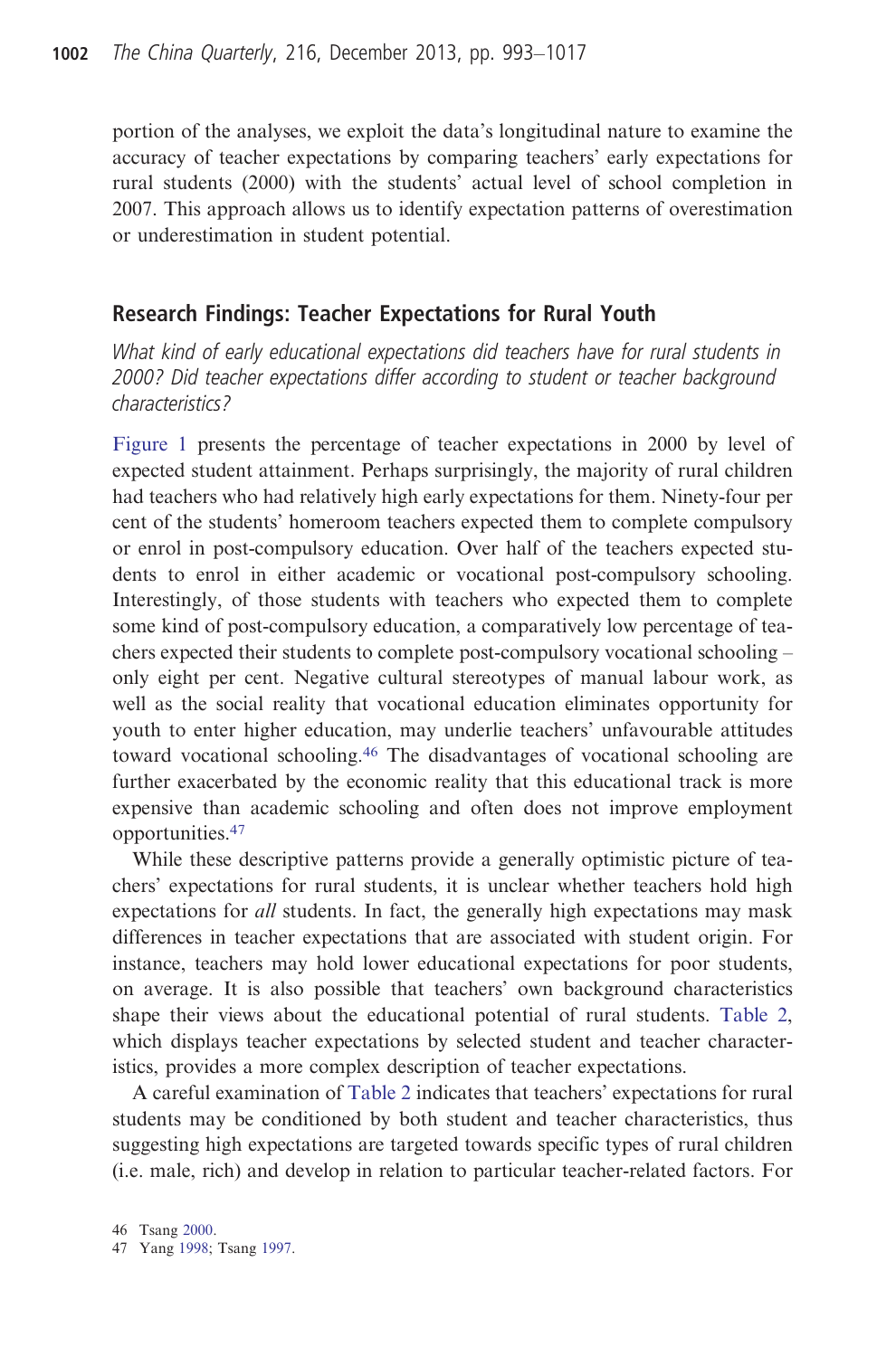portion of the analyses, we exploit the data's longitudinal nature to examine the accuracy of teacher expectations by comparing teachers' early expectations for rural students (2000) with the students' actual level of school completion in 2007. This approach allows us to identify expectation patterns of overestimation or underestimation in student potential.

## Research Findings: Teacher Expectations for Rural Youth

*What kind of early educational expectations did teachers have for rural students in 2000? Did teacher expectations differ according to student or teacher background characteristics?*

Figure 1 presents the percentage of teacher expectations in 2000 by level of expected student attainment. Perhaps surprisingly, the majority of rural children had teachers who had relatively high early expectations for them. Ninety-four per cent of the students' homeroom teachers expected them to complete compulsory or enrol in post-compulsory education. Over half of the teachers expected students to enrol in either academic or vocational post-compulsory schooling. Interestingly, of those students with teachers who expected them to complete some kind of post-compulsory education, a comparatively low percentage of teachers expected their students to complete post-compulsory vocational schooling – only eight per cent. Negative cultural stereotypes of manual labour work, as well as the social reality that vocational education eliminates opportunity for youth to enter higher education, may underlie teachers' unfavourable attitudes toward vocational schooling.[46] The disadvantages of vocational schooling are further exacerbated by the economic reality that this educational track is more expensive than academic schooling and often does not improve employment opportunities.[47]

While these descriptive patterns provide a generally optimistic picture of teachers' expectations for rural students, it is unclear whether teachers hold high expectations for *all* students. In fact, the generally high expectations may mask differences in teacher expectations that are associated with student origin. For instance, teachers may hold lower educational expectations for poor students, on average. It is also possible that teachers' own background characteristics shape their views about the educational potential of rural students. Table 2, which displays teacher expectations by selected student and teacher characteristics, provides a more complex description of teacher expectations.

A careful examination of Table 2 indicates that teachers' expectations for rural students may be conditioned by both student and teacher characteristics, thus suggesting high expectations are targeted towards specific types of rural children (i.e. male, rich) and develop in relation to particular teacher-related factors. For

46 Tsang 2000.

47 Yang 1998; Tsang 1997.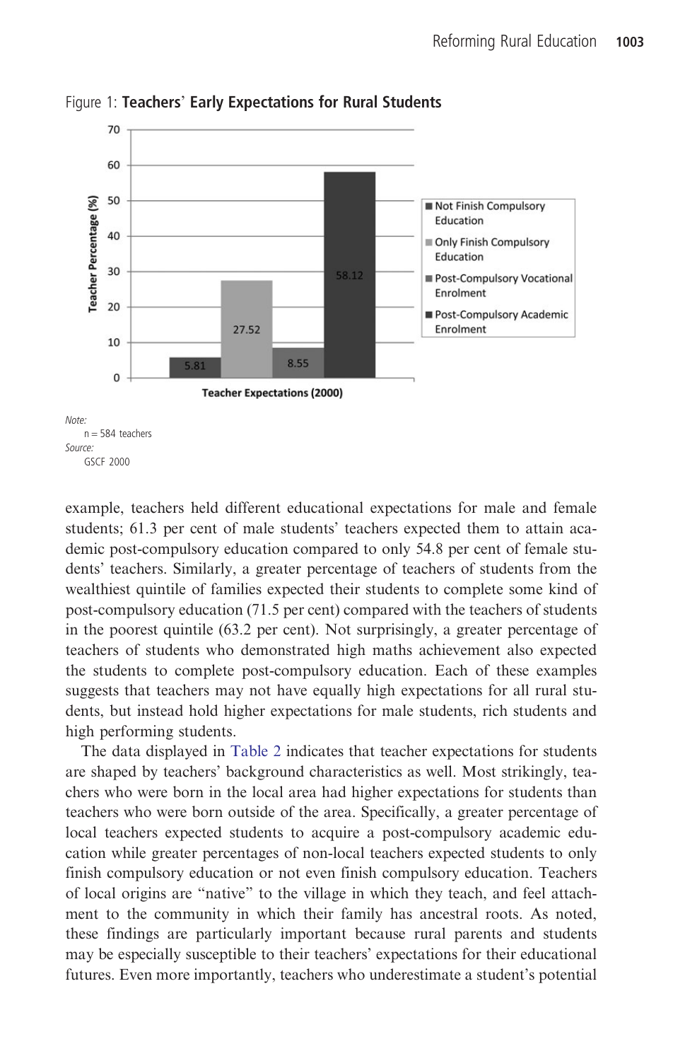Figure 1: **Teachers' Early Expectations for Rural Students**

*Note:*
n = 584 teachers
*Source:*
GSCF 2000

example, teachers held different educational expectations for male and female students; 61.3 per cent of male students' teachers expected them to attain academic post-compulsory education compared to only 54.8 per cent of female students' teachers. Similarly, a greater percentage of teachers of students from the wealthiest quintile of families expected their students to complete some kind of post-compulsory education (71.5 per cent) compared with the teachers of students in the poorest quintile (63.2 per cent). Not surprisingly, a greater percentage of teachers of students who demonstrated high maths achievement also expected the students to complete post-compulsory education. Each of these examples suggests that teachers may not have equally high expectations for all rural students, but instead hold higher expectations for male students, rich students and high performing students.

The data displayed in Table 2 indicates that teacher expectations for students are shaped by teachers' background characteristics as well. Most strikingly, teachers who were born in the local area had higher expectations for students than teachers who were born outside of the area. Specifically, a greater percentage of local teachers expected students to acquire a post-compulsory academic education while greater percentages of non-local teachers expected students to only finish compulsory education or not even finish compulsory education. Teachers of local origins are "native" to the village in which they teach, and feel attachment to the community in which their family has ancestral roots. As noted, these findings are particularly important because rural parents and students may be especially susceptible to their teachers' expectations for their educational futures. Even more importantly, teachers who underestimate a student's potential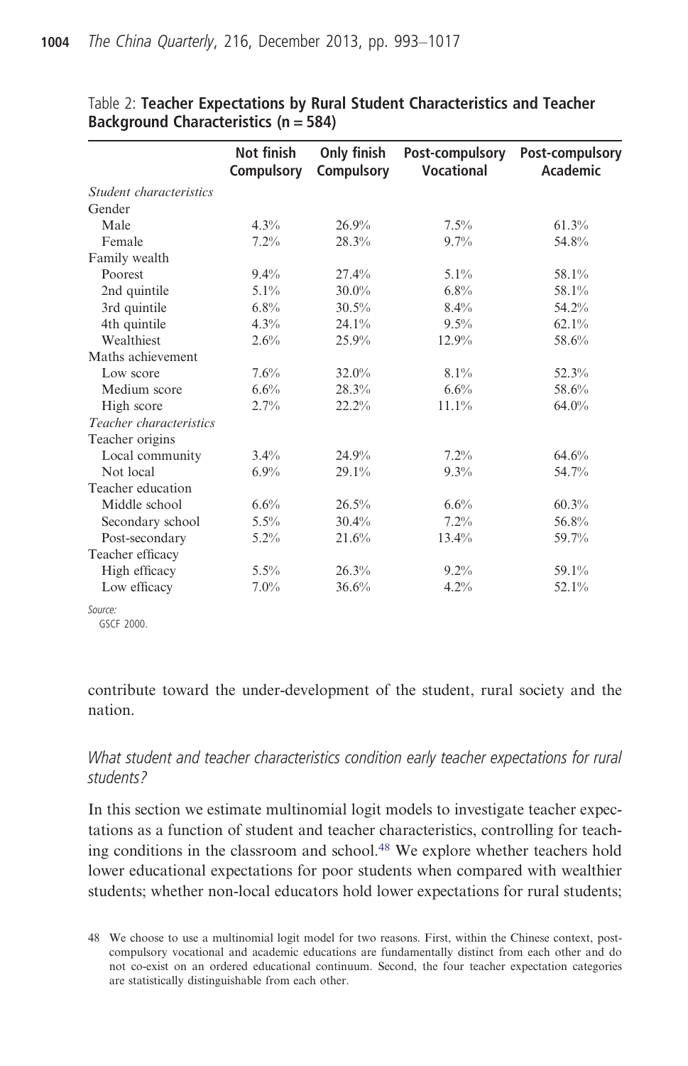Table 2: **Teacher Expectations by Rural Student Characteristics and Teacher Background Characteristics (n = 584)**

| | Not finish Compulsory | Only finish Compulsory | Post-compulsory Vocational | Post-compulsory Academic |
|---|---|---|---|---|
| *Student characteristics* | | | | |
| Gender | | | | |
| Male | 4.3% | 26.9% | 7.5% | 61.3% |
| Female | 7.2% | 28.3% | 9.7% | 54.8% |
| Family wealth | | | | |
| Poorest | 9.4% | 27.4% | 5.1% | 58.1% |
| 2nd quintile | 5.1% | 30.0% | 6.8% | 58.1% |
| 3rd quintile | 6.8% | 30.5% | 8.4% | 54.2% |
| 4th quintile | 4.3% | 24.1% | 9.5% | 62.1% |
| Wealthiest | 2.6% | 25.9% | 12.9% | 58.6% |
| Maths achievement | | | | |
| Low score | 7.6% | 32.0% | 8.1% | 52.3% |
| Medium score | 6.6% | 28.3% | 6.6% | 58.6% |
| High score | 2.7% | 22.2% | 11.1% | 64.0% |
| *Teacher characteristics* | | | | |
| Teacher origins | | | | |
| Local community | 3.4% | 24.9% | 7.2% | 64.6% |
| Not local | 6.9% | 29.1% | 9.3% | 54.7% |
| Teacher education | | | | |
| Middle school | 6.6% | 26.5% | 6.6% | 60.3% |
| Secondary school | 5.5% | 30.4% | 7.2% | 56.8% |
| Post-secondary | 5.2% | 21.6% | 13.4% | 59.7% |
| Teacher efficacy | | | | |
| High efficacy | 5.5% | 26.3% | 9.2% | 59.1% |
| Low efficacy | 7.0% | 36.6% | 4.2% | 52.1% |

*Source:*
GSCF 2000.

contribute toward the under-development of the student, rural society and the nation.

### *What student and teacher characteristics condition early teacher expectations for rural students?*

In this section we estimate multinomial logit models to investigate teacher expectations as a function of student and teacher characteristics, controlling for teaching conditions in the classroom and school.[48] We explore whether teachers hold lower educational expectations for poor students when compared with wealthier students; whether non-local educators hold lower expectations for rural students;

48 We choose to use a multinomial logit model for two reasons. First, within the Chinese context, post-compulsory vocational and academic educations are fundamentally distinct from each other and do not co-exist on an ordered educational continuum. Second, the four teacher expectation categories are statistically distinguishable from each other.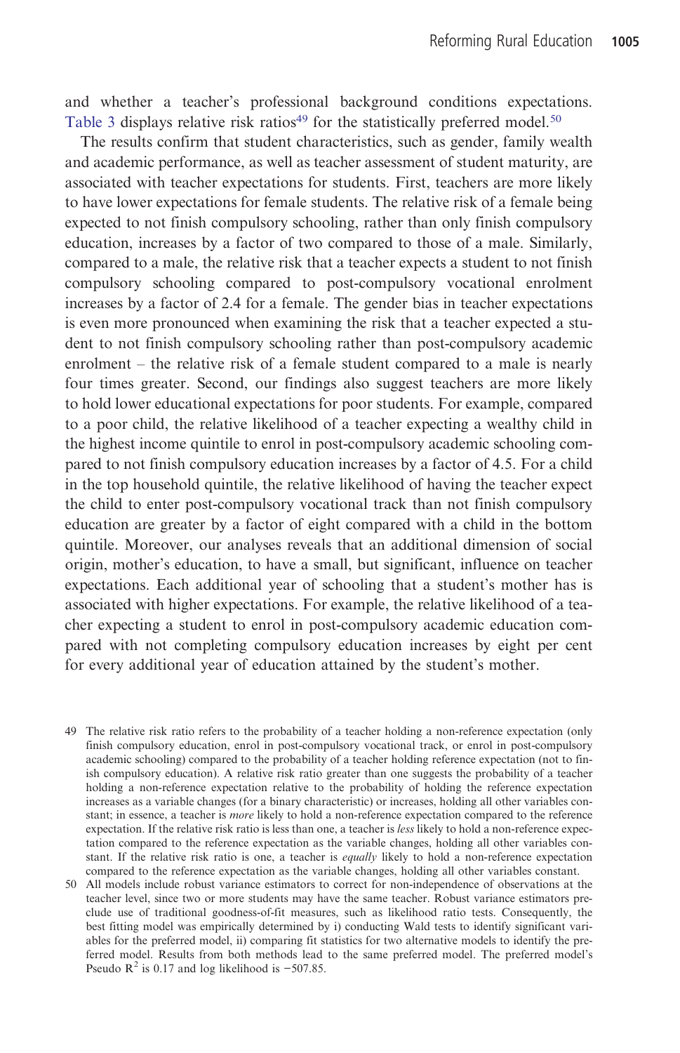and whether a teacher's professional background conditions expectations. Table 3 displays relative risk ratios[49] for the statistically preferred model.[50]

The results confirm that student characteristics, such as gender, family wealth and academic performance, as well as teacher assessment of student maturity, are associated with teacher expectations for students. First, teachers are more likely to have lower expectations for female students. The relative risk of a female being expected to not finish compulsory schooling, rather than only finish compulsory education, increases by a factor of two compared to those of a male. Similarly, compared to a male, the relative risk that a teacher expects a student to not finish compulsory schooling compared to post-compulsory vocational enrolment increases by a factor of 2.4 for a female. The gender bias in teacher expectations is even more pronounced when examining the risk that a teacher expected a student to not finish compulsory schooling rather than post-compulsory academic enrolment – the relative risk of a female student compared to a male is nearly four times greater. Second, our findings also suggest teachers are more likely to hold lower educational expectations for poor students. For example, compared to a poor child, the relative likelihood of a teacher expecting a wealthy child in the highest income quintile to enrol in post-compulsory academic schooling compared to not finish compulsory education increases by a factor of 4.5. For a child in the top household quintile, the relative likelihood of having the teacher expect the child to enter post-compulsory vocational track than not finish compulsory education are greater by a factor of eight compared with a child in the bottom quintile. Moreover, our analyses reveals that an additional dimension of social origin, mother's education, to have a small, but significant, influence on teacher expectations. Each additional year of schooling that a student's mother has is associated with higher expectations. For example, the relative likelihood of a teacher expecting a student to enrol in post-compulsory academic education compared with not completing compulsory education increases by eight per cent for every additional year of education attained by the student's mother.

49 The relative risk ratio refers to the probability of a teacher holding a non-reference expectation (only finish compulsory education, enrol in post-compulsory vocational track, or enrol in post-compulsory academic schooling) compared to the probability of a teacher holding reference expectation (not to finish compulsory education). A relative risk ratio greater than one suggests the probability of a teacher holding a non-reference expectation relative to the probability of holding the reference expectation increases as a variable changes (for a binary characteristic) or increases, holding all other variables constant; in essence, a teacher is *more* likely to hold a non-reference expectation compared to the reference expectation. If the relative risk ratio is less than one, a teacher is *less* likely to hold a non-reference expectation compared to the reference expectation as the variable changes, holding all other variables constant. If the relative risk ratio is one, a teacher is *equally* likely to hold a non-reference expectation compared to the reference expectation as the variable changes, holding all other variables constant.

50 All models include robust variance estimators to correct for non-independence of observations at the teacher level, since two or more students may have the same teacher. Robust variance estimators preclude use of traditional goodness-of-fit measures, such as likelihood ratio tests. Consequently, the best fitting model was empirically determined by i) conducting Wald tests to identify significant variables for the preferred model, ii) comparing fit statistics for two alternative models to identify the preferred model. Results from both methods lead to the same preferred model. The preferred model's Pseudo $R^2$ is 0.17 and log likelihood is −507.85.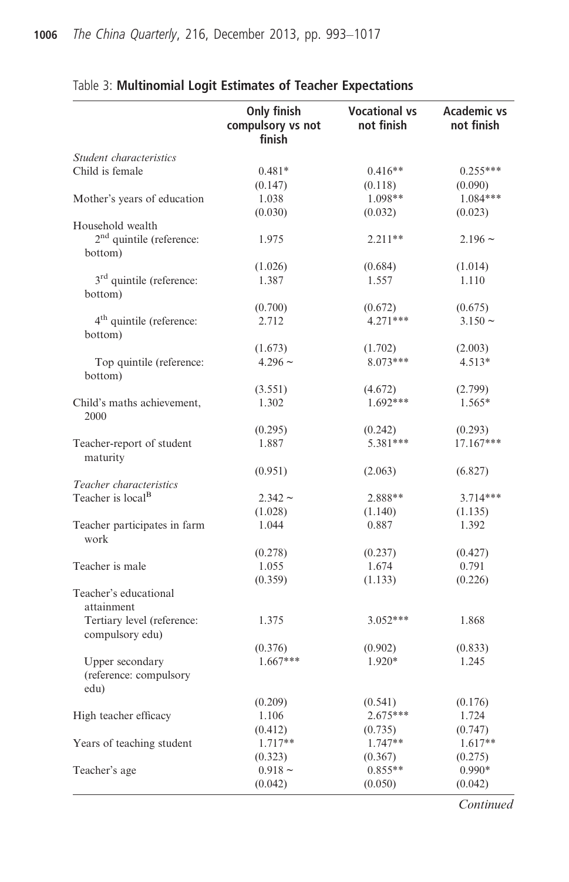Table 3: **Multinomial Logit Estimates of Teacher Expectations**

| | Only finish compulsory vs not finish | Vocational vs not finish | Academic vs not finish |
|---|---|---|---|
| *Student characteristics* | | | |
| Child is female | 0.481* | 0.416** | 0.255*** |
| | (0.147) | (0.118) | (0.090) |
| Mother's years of education | 1.038 | 1.098** | 1.084*** |
| | (0.030) | (0.032) | (0.023) |
| Household wealth | | | |
| 2nd quintile (reference: bottom) | 1.975 | 2.211** | 2.196 ~ |
| | (1.026) | (0.684) | (1.014) |
| 3rd quintile (reference: bottom) | 1.387 | 1.557 | 1.110 |
| | (0.700) | (0.672) | (0.675) |
| 4th quintile (reference: bottom) | 2.712 | 4.271*** | 3.150 ~ |
| | (1.673) | (1.702) | (2.003) |
| Top quintile (reference: bottom) | 4.296 ~ | 8.073*** | 4.513* |
| | (3.551) | (4.672) | (2.799) |
| Child's maths achievement, 2000 | 1.302 | 1.692*** | 1.565* |
| | (0.295) | (0.242) | (0.293) |
| Teacher-report of student maturity | 1.887 | 5.381*** | 17.167*** |
| | (0.951) | (2.063) | (6.827) |
| *Teacher characteristics* | | | |
| Teacher is local[B] | 2.342 ~ | 2.888** | 3.714*** |
| | (1.028) | (1.140) | (1.135) |
| Teacher participates in farm work | 1.044 | 0.887 | 1.392 |
| | (0.278) | (0.237) | (0.427) |
| Teacher is male | 1.055 | 1.674 | 0.791 |
| | (0.359) | (1.133) | (0.226) |
| Teacher's educational attainment | | | |
| Tertiary level (reference: compulsory edu) | 1.375 | 3.052*** | 1.868 |
| | (0.376) | (0.902) | (0.833) |
| Upper secondary (reference: compulsory edu) | 1.667*** | 1.920* | 1.245 |
| | (0.209) | (0.541) | (0.176) |
| High teacher efficacy | 1.106 | 2.675*** | 1.724 |
| | (0.412) | (0.735) | (0.747) |
| Years of teaching student | 1.717** | 1.747** | 1.617** |
| | (0.323) | (0.367) | (0.275) |
| Teacher's age | 0.918 ~ | 0.855** | 0.990* |
| | (0.042) | (0.050) | (0.042) |

*Continued*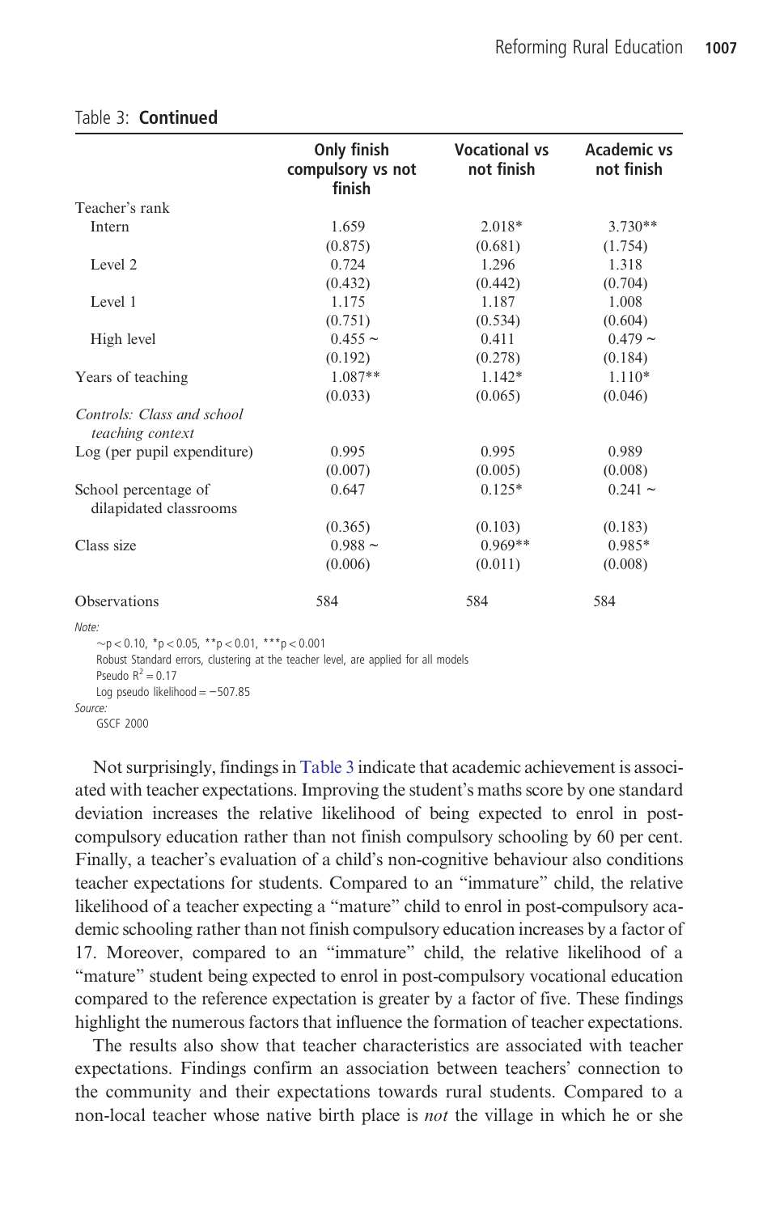Table 3: **Continued**

| | **Only finish compulsory vs not finish** | **Vocational vs not finish** | **Academic vs not finish** |
|---|---|---|---|
| Teacher's rank | | | |
| Intern | 1.659 | 2.018* | 3.730** |
| | (0.875) | (0.681) | (1.754) |
| Level 2 | 0.724 | 1.296 | 1.318 |
| | (0.432) | (0.442) | (0.704) |
| Level 1 | 1.175 | 1.187 | 1.008 |
| | (0.751) | (0.534) | (0.604) |
| High level | 0.455 ~ | 0.411 | 0.479 ~ |
| | (0.192) | (0.278) | (0.184) |
| Years of teaching | 1.087** | 1.142* | 1.110* |
| | (0.033) | (0.065) | (0.046) |
| *Controls: Class and school teaching context* | | | |
| Log (per pupil expenditure) | 0.995 | 0.995 | 0.989 |
| | (0.007) | (0.005) | (0.008) |
| School percentage of dilapidated classrooms | 0.647 | 0.125* | 0.241 ~ |
| | (0.365) | (0.103) | (0.183) |
| Class size | 0.988 ~ | 0.969** | 0.985* |
| | (0.006) | (0.011) | (0.008) |
| Observations | 584 | 584 | 584 |

*Note:*

~p < 0.10, *p < 0.05, **p < 0.01, ***p < 0.001

Robust Standard errors, clustering at the teacher level, are applied for all models

Pseudo $R^2 = 0.17$

Log pseudo likelihood = −507.85

*Source:*

GSCF 2000

Not surprisingly, findings in Table 3 indicate that academic achievement is associated with teacher expectations. Improving the student's maths score by one standard deviation increases the relative likelihood of being expected to enrol in post-compulsory education rather than not finish compulsory schooling by 60 per cent. Finally, a teacher's evaluation of a child's non-cognitive behaviour also conditions teacher expectations for students. Compared to an "immature" child, the relative likelihood of a teacher expecting a "mature" child to enrol in post-compulsory academic schooling rather than not finish compulsory education increases by a factor of 17. Moreover, compared to an "immature" child, the relative likelihood of a "mature" student being expected to enrol in post-compulsory vocational education compared to the reference expectation is greater by a factor of five. These findings highlight the numerous factors that influence the formation of teacher expectations.

The results also show that teacher characteristics are associated with teacher expectations. Findings confirm an association between teachers' connection to the community and their expectations towards rural students. Compared to a non-local teacher whose native birth place is *not* the village in which he or she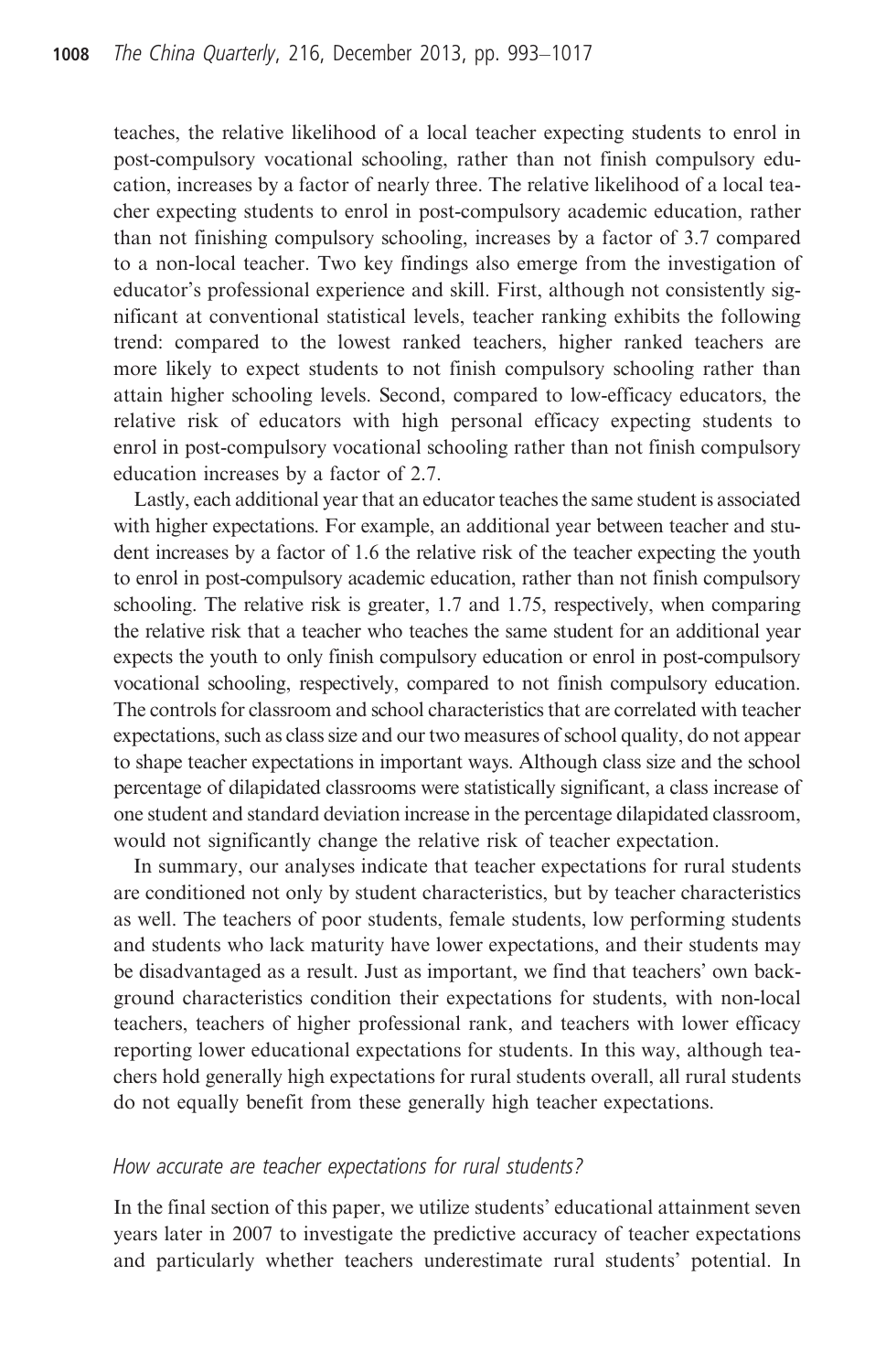teaches, the relative likelihood of a local teacher expecting students to enrol in post-compulsory vocational schooling, rather than not finish compulsory education, increases by a factor of nearly three. The relative likelihood of a local teacher expecting students to enrol in post-compulsory academic education, rather than not finishing compulsory schooling, increases by a factor of 3.7 compared to a non-local teacher. Two key findings also emerge from the investigation of educator's professional experience and skill. First, although not consistently significant at conventional statistical levels, teacher ranking exhibits the following trend: compared to the lowest ranked teachers, higher ranked teachers are more likely to expect students to not finish compulsory schooling rather than attain higher schooling levels. Second, compared to low-efficacy educators, the relative risk of educators with high personal efficacy expecting students to enrol in post-compulsory vocational schooling rather than not finish compulsory education increases by a factor of 2.7.

Lastly, each additional year that an educator teaches the same student is associated with higher expectations. For example, an additional year between teacher and student increases by a factor of 1.6 the relative risk of the teacher expecting the youth to enrol in post-compulsory academic education, rather than not finish compulsory schooling. The relative risk is greater, 1.7 and 1.75, respectively, when comparing the relative risk that a teacher who teaches the same student for an additional year expects the youth to only finish compulsory education or enrol in post-compulsory vocational schooling, respectively, compared to not finish compulsory education. The controls for classroom and school characteristics that are correlated with teacher expectations, such as class size and our two measures of school quality, do not appear to shape teacher expectations in important ways. Although class size and the school percentage of dilapidated classrooms were statistically significant, a class increase of one student and standard deviation increase in the percentage dilapidated classroom, would not significantly change the relative risk of teacher expectation.

In summary, our analyses indicate that teacher expectations for rural students are conditioned not only by student characteristics, but by teacher characteristics as well. The teachers of poor students, female students, low performing students and students who lack maturity have lower expectations, and their students may be disadvantaged as a result. Just as important, we find that teachers' own background characteristics condition their expectations for students, with non-local teachers, teachers of higher professional rank, and teachers with lower efficacy reporting lower educational expectations for students. In this way, although teachers hold generally high expectations for rural students overall, all rural students do not equally benefit from these generally high teacher expectations.

### *How accurate are teacher expectations for rural students?*

In the final section of this paper, we utilize students' educational attainment seven years later in 2007 to investigate the predictive accuracy of teacher expectations and particularly whether teachers underestimate rural students' potential. In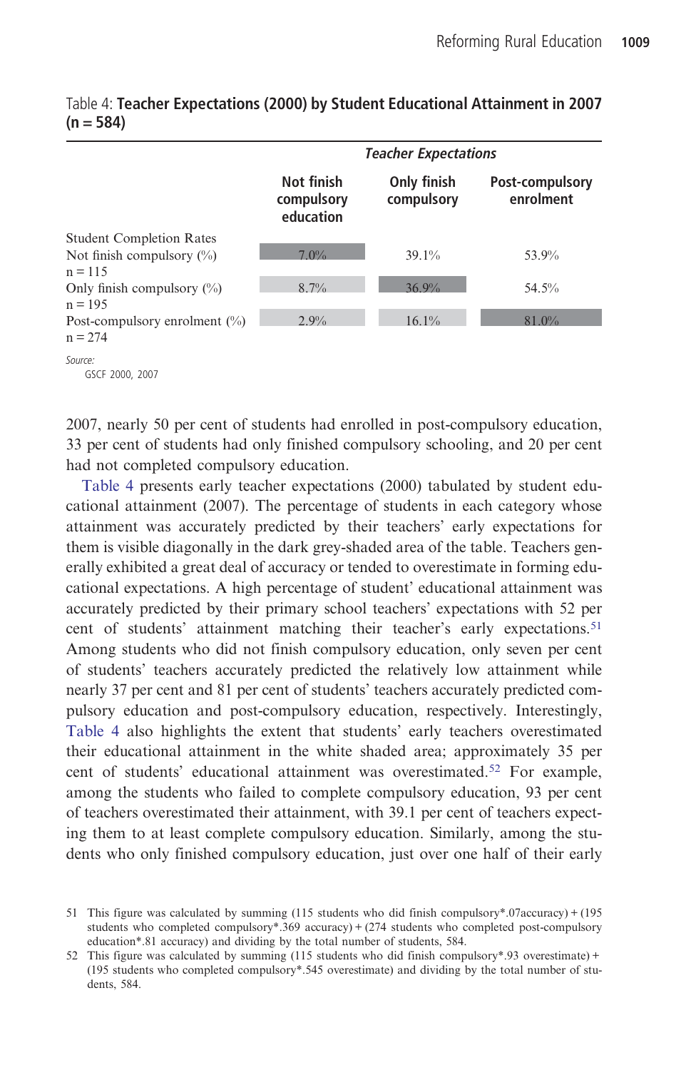Table 4: **Teacher Expectations (2000) by Student Educational Attainment in 2007 (n = 584)**

| | *Teacher Expectations* | | |
|---|---|---|---|
| | **Not finish compulsory education** | **Only finish compulsory** | **Post-compulsory enrolment** |
| Student Completion Rates | | | |
| Not finish compulsory (%) n = 115 | 7.0% | 39.1% | 53.9% |
| Only finish compulsory (%) n = 195 | 8.7% | 36.9% | 54.5% |
| Post-compulsory enrolment (%) n = 274 | 2.9% | 16.1% | 81.0% |

*Source:* GSCF 2000, 2007

2007, nearly 50 per cent of students had enrolled in post-compulsory education, 33 per cent of students had only finished compulsory schooling, and 20 per cent had not completed compulsory education.

Table 4 presents early teacher expectations (2000) tabulated by student educational attainment (2007). The percentage of students in each category whose attainment was accurately predicted by their teachers' early expectations for them is visible diagonally in the dark grey-shaded area of the table. Teachers generally exhibited a great deal of accuracy or tended to overestimate in forming educational expectations. A high percentage of student' educational attainment was accurately predicted by their primary school teachers' expectations with 52 per cent of students' attainment matching their teacher's early expectations.[51] Among students who did not finish compulsory education, only seven per cent of students' teachers accurately predicted the relatively low attainment while nearly 37 per cent and 81 per cent of students' teachers accurately predicted compulsory education and post-compulsory education, respectively. Interestingly, Table 4 also highlights the extent that students' early teachers overestimated their educational attainment in the white shaded area; approximately 35 per cent of students' educational attainment was overestimated.[52] For example, among the students who failed to complete compulsory education, 93 per cent of teachers overestimated their attainment, with 39.1 per cent of teachers expecting them to at least complete compulsory education. Similarly, among the students who only finished compulsory education, just over one half of their early

51 This figure was calculated by summing (115 students who did finish compulsory*.07accuracy) + (195 students who completed compulsory*.369 accuracy) + (274 students who completed post-compulsory education*.81 accuracy) and dividing by the total number of students, 584.

52 This figure was calculated by summing (115 students who did finish compulsory*.93 overestimate) + (195 students who completed compulsory*.545 overestimate) and dividing by the total number of students, 584.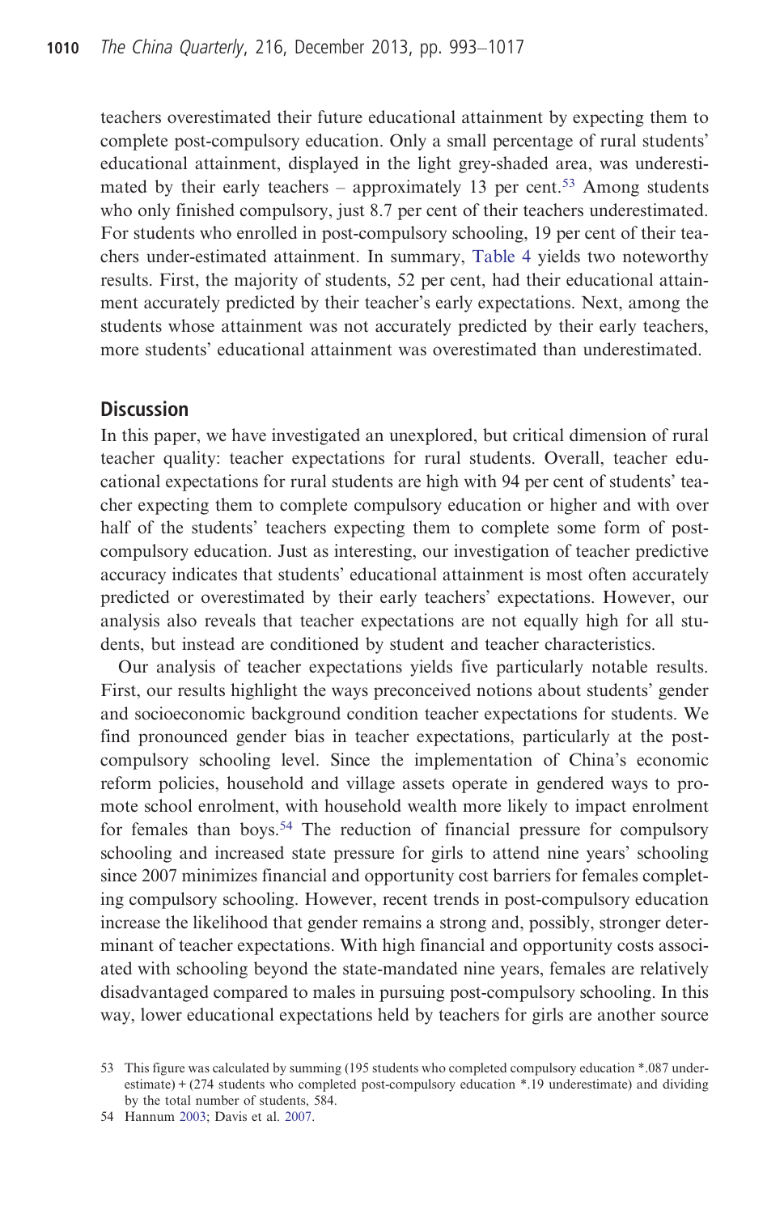teachers overestimated their future educational attainment by expecting them to complete post-compulsory education. Only a small percentage of rural students' educational attainment, displayed in the light grey-shaded area, was underestimated by their early teachers – approximately 13 per cent.[53] Among students who only finished compulsory, just 8.7 per cent of their teachers underestimated. For students who enrolled in post-compulsory schooling, 19 per cent of their teachers under-estimated attainment. In summary, Table 4 yields two noteworthy results. First, the majority of students, 52 per cent, had their educational attainment accurately predicted by their teacher's early expectations. Next, among the students whose attainment was not accurately predicted by their early teachers, more students' educational attainment was overestimated than underestimated.

## Discussion

In this paper, we have investigated an unexplored, but critical dimension of rural teacher quality: teacher expectations for rural students. Overall, teacher educational expectations for rural students are high with 94 per cent of students' teacher expecting them to complete compulsory education or higher and with over half of the students' teachers expecting them to complete some form of post-compulsory education. Just as interesting, our investigation of teacher predictive accuracy indicates that students' educational attainment is most often accurately predicted or overestimated by their early teachers' expectations. However, our analysis also reveals that teacher expectations are not equally high for all students, but instead are conditioned by student and teacher characteristics.

Our analysis of teacher expectations yields five particularly notable results. First, our results highlight the ways preconceived notions about students' gender and socioeconomic background condition teacher expectations for students. We find pronounced gender bias in teacher expectations, particularly at the post-compulsory schooling level. Since the implementation of China's economic reform policies, household and village assets operate in gendered ways to promote school enrolment, with household wealth more likely to impact enrolment for females than boys.[54] The reduction of financial pressure for compulsory schooling and increased state pressure for girls to attend nine years' schooling since 2007 minimizes financial and opportunity cost barriers for females completing compulsory schooling. However, recent trends in post-compulsory education increase the likelihood that gender remains a strong and, possibly, stronger determinant of teacher expectations. With high financial and opportunity costs associated with schooling beyond the state-mandated nine years, females are relatively disadvantaged compared to males in pursuing post-compulsory schooling. In this way, lower educational expectations held by teachers for girls are another source

53 This figure was calculated by summing (195 students who completed compulsory education *.087 underestimate) + (274 students who completed post-compulsory education *.19 underestimate) and dividing by the total number of students, 584.

54 Hannum 2003; Davis et al. 2007.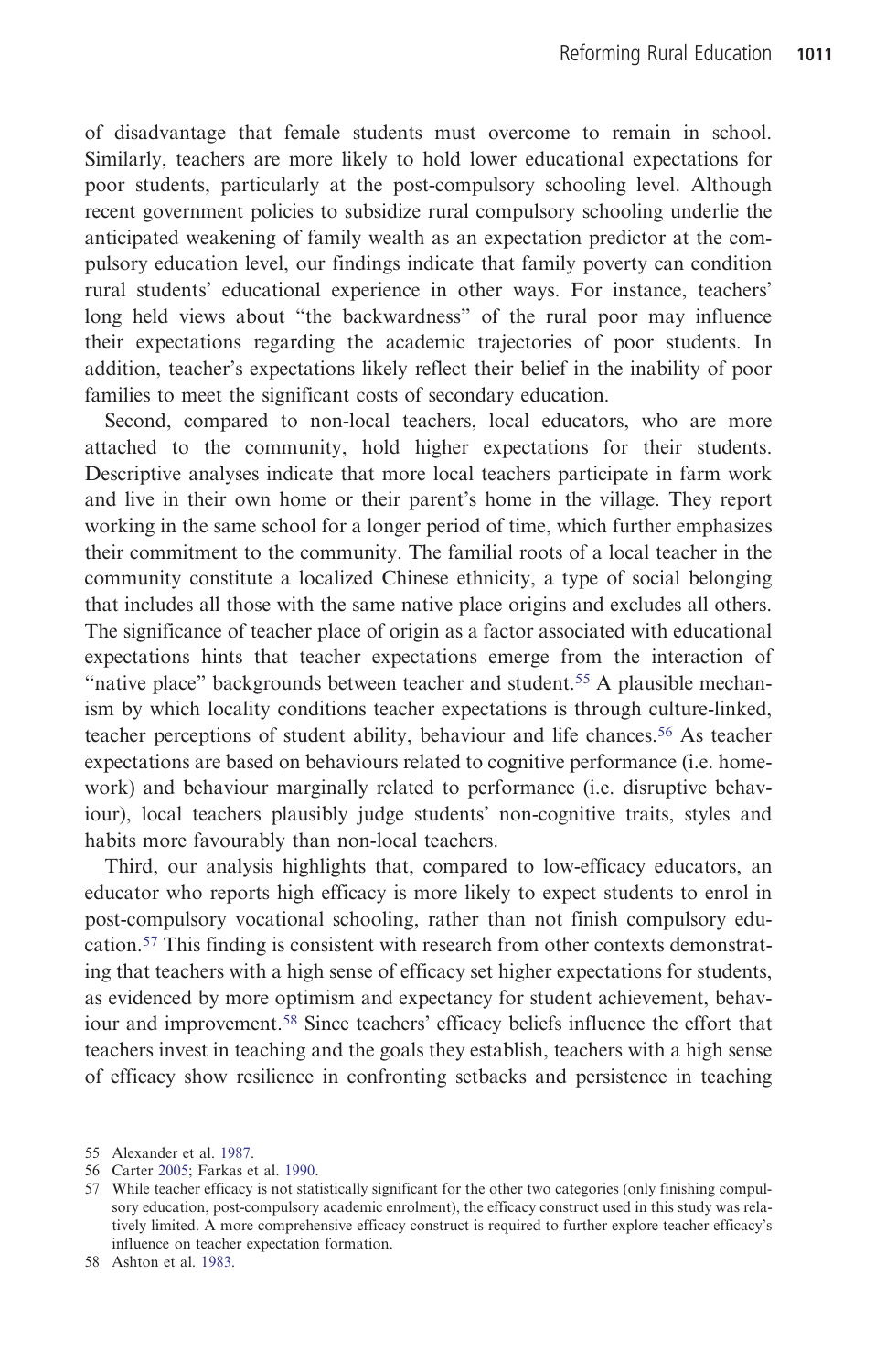of disadvantage that female students must overcome to remain in school. Similarly, teachers are more likely to hold lower educational expectations for poor students, particularly at the post-compulsory schooling level. Although recent government policies to subsidize rural compulsory schooling underlie the anticipated weakening of family wealth as an expectation predictor at the compulsory education level, our findings indicate that family poverty can condition rural students' educational experience in other ways. For instance, teachers' long held views about "the backwardness" of the rural poor may influence their expectations regarding the academic trajectories of poor students. In addition, teacher's expectations likely reflect their belief in the inability of poor families to meet the significant costs of secondary education.

Second, compared to non-local teachers, local educators, who are more attached to the community, hold higher expectations for their students. Descriptive analyses indicate that more local teachers participate in farm work and live in their own home or their parent's home in the village. They report working in the same school for a longer period of time, which further emphasizes their commitment to the community. The familial roots of a local teacher in the community constitute a localized Chinese ethnicity, a type of social belonging that includes all those with the same native place origins and excludes all others. The significance of teacher place of origin as a factor associated with educational expectations hints that teacher expectations emerge from the interaction of "native place" backgrounds between teacher and student.[55] A plausible mechanism by which locality conditions teacher expectations is through culture-linked, teacher perceptions of student ability, behaviour and life chances.[56] As teacher expectations are based on behaviours related to cognitive performance (i.e. homework) and behaviour marginally related to performance (i.e. disruptive behaviour), local teachers plausibly judge students' non-cognitive traits, styles and habits more favourably than non-local teachers.

Third, our analysis highlights that, compared to low-efficacy educators, an educator who reports high efficacy is more likely to expect students to enrol in post-compulsory vocational schooling, rather than not finish compulsory education.[57] This finding is consistent with research from other contexts demonstrating that teachers with a high sense of efficacy set higher expectations for students, as evidenced by more optimism and expectancy for student achievement, behaviour and improvement.[58] Since teachers' efficacy beliefs influence the effort that teachers invest in teaching and the goals they establish, teachers with a high sense of efficacy show resilience in confronting setbacks and persistence in teaching

55 Alexander et al. 1987.

56 Carter 2005; Farkas et al. 1990.

57 While teacher efficacy is not statistically significant for the other two categories (only finishing compulsory education, post-compulsory academic enrolment), the efficacy construct used in this study was relatively limited. A more comprehensive efficacy construct is required to further explore teacher efficacy's influence on teacher expectation formation.

58 Ashton et al. 1983.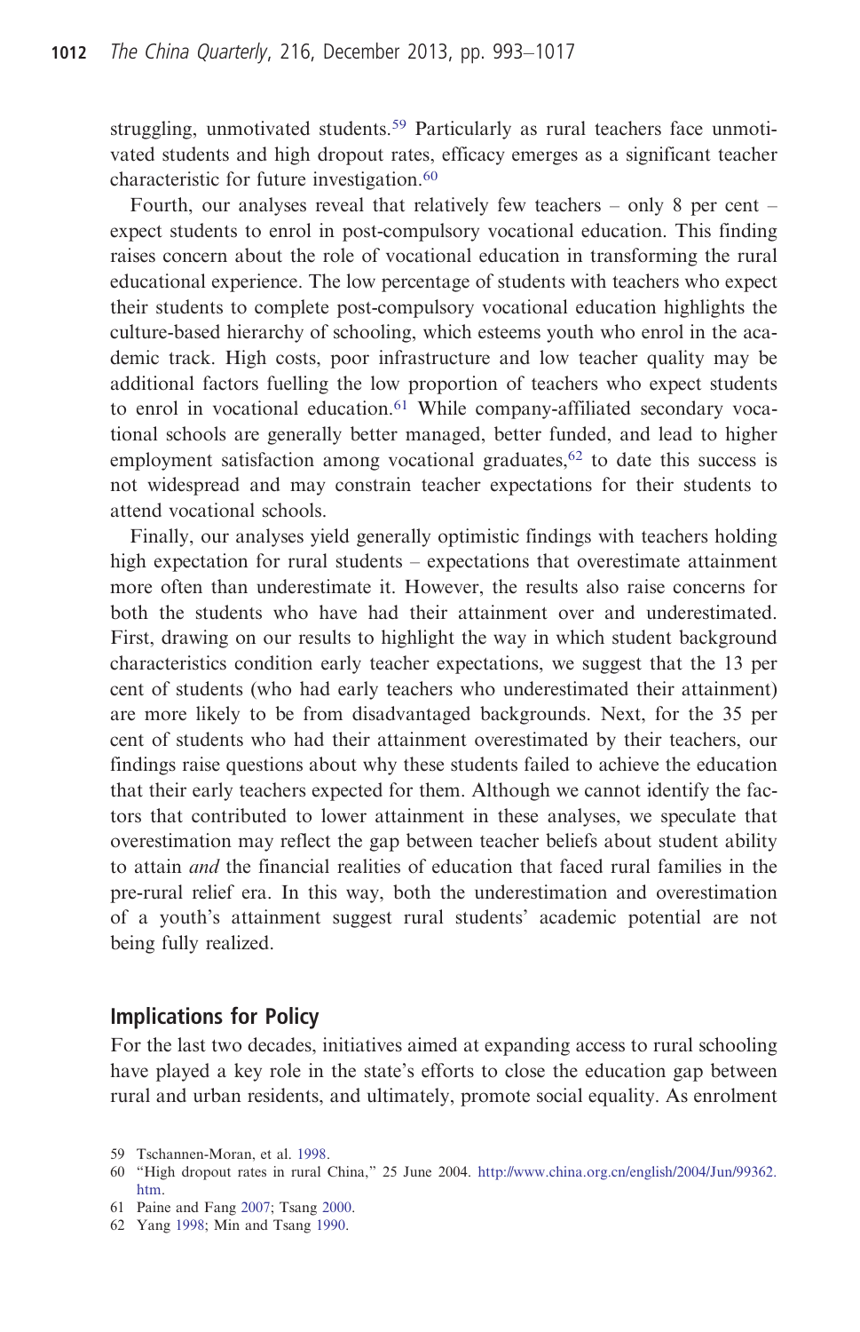struggling, unmotivated students.[59] Particularly as rural teachers face unmotivated students and high dropout rates, efficacy emerges as a significant teacher characteristic for future investigation.[60]

Fourth, our analyses reveal that relatively few teachers – only 8 per cent – expect students to enrol in post-compulsory vocational education. This finding raises concern about the role of vocational education in transforming the rural educational experience. The low percentage of students with teachers who expect their students to complete post-compulsory vocational education highlights the culture-based hierarchy of schooling, which esteems youth who enrol in the academic track. High costs, poor infrastructure and low teacher quality may be additional factors fuelling the low proportion of teachers who expect students to enrol in vocational education.[61] While company-affiliated secondary vocational schools are generally better managed, better funded, and lead to higher employment satisfaction among vocational graduates,[62] to date this success is not widespread and may constrain teacher expectations for their students to attend vocational schools.

Finally, our analyses yield generally optimistic findings with teachers holding high expectation for rural students – expectations that overestimate attainment more often than underestimate it. However, the results also raise concerns for both the students who have had their attainment over and underestimated. First, drawing on our results to highlight the way in which student background characteristics condition early teacher expectations, we suggest that the 13 per cent of students (who had early teachers who underestimated their attainment) are more likely to be from disadvantaged backgrounds. Next, for the 35 per cent of students who had their attainment overestimated by their teachers, our findings raise questions about why these students failed to achieve the education that their early teachers expected for them. Although we cannot identify the factors that contributed to lower attainment in these analyses, we speculate that overestimation may reflect the gap between teacher beliefs about student ability to attain *and* the financial realities of education that faced rural families in the pre-rural relief era. In this way, both the underestimation and overestimation of a youth's attainment suggest rural students' academic potential are not being fully realized.

## Implications for Policy

For the last two decades, initiatives aimed at expanding access to rural schooling have played a key role in the state's efforts to close the education gap between rural and urban residents, and ultimately, promote social equality. As enrolment

59 Tschannen-Moran, et al. 1998.

60 "High dropout rates in rural China," 25 June 2004. http://www.china.org.cn/english/2004/Jun/99362.htm.

61 Paine and Fang 2007; Tsang 2000.

62 Yang 1998; Min and Tsang 1990.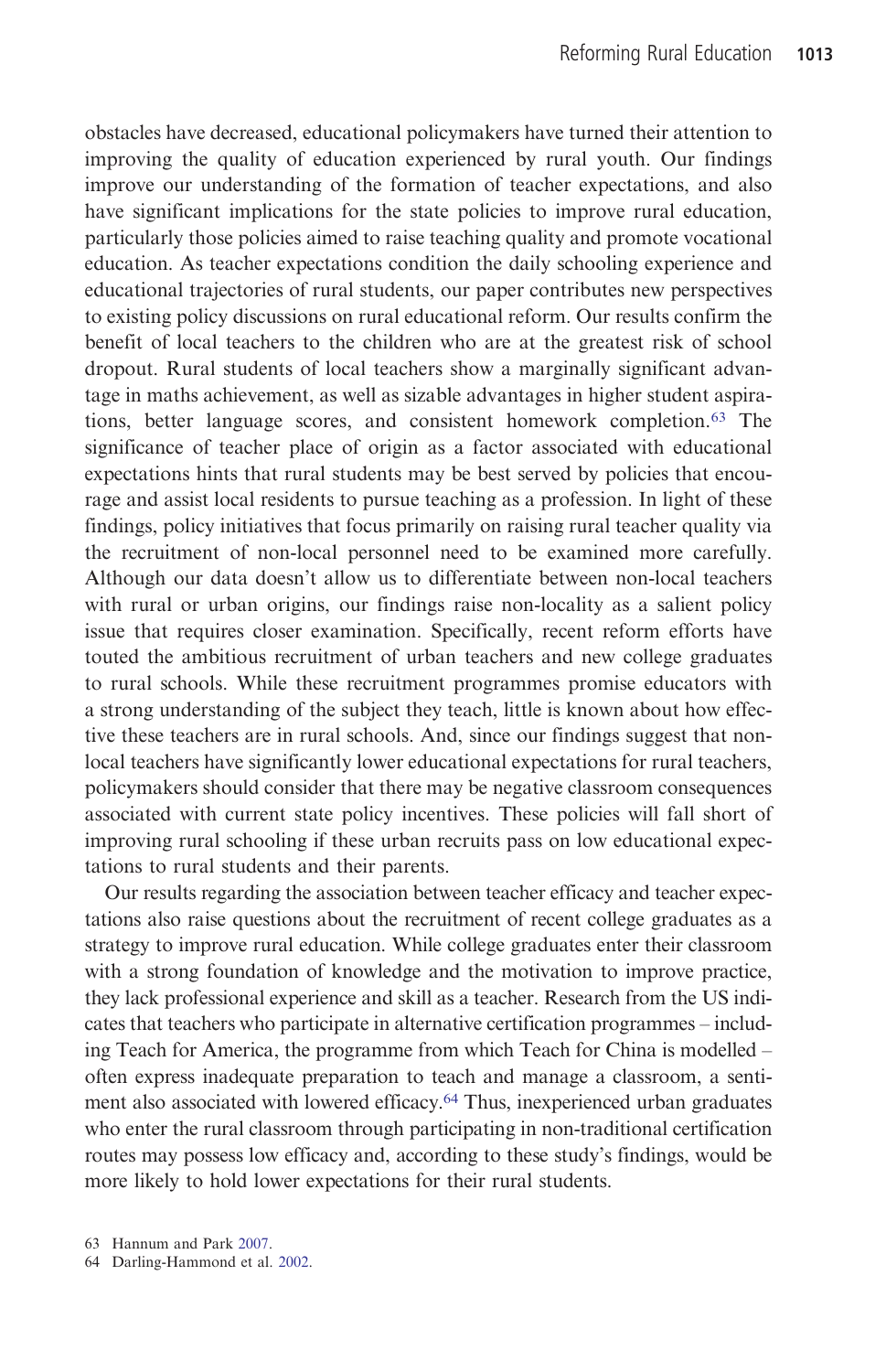obstacles have decreased, educational policymakers have turned their attention to improving the quality of education experienced by rural youth. Our findings improve our understanding of the formation of teacher expectations, and also have significant implications for the state policies to improve rural education, particularly those policies aimed to raise teaching quality and promote vocational education. As teacher expectations condition the daily schooling experience and educational trajectories of rural students, our paper contributes new perspectives to existing policy discussions on rural educational reform. Our results confirm the benefit of local teachers to the children who are at the greatest risk of school dropout. Rural students of local teachers show a marginally significant advantage in maths achievement, as well as sizable advantages in higher student aspirations, better language scores, and consistent homework completion.[63] The significance of teacher place of origin as a factor associated with educational expectations hints that rural students may be best served by policies that encourage and assist local residents to pursue teaching as a profession. In light of these findings, policy initiatives that focus primarily on raising rural teacher quality via the recruitment of non-local personnel need to be examined more carefully. Although our data doesn't allow us to differentiate between non-local teachers with rural or urban origins, our findings raise non-locality as a salient policy issue that requires closer examination. Specifically, recent reform efforts have touted the ambitious recruitment of urban teachers and new college graduates to rural schools. While these recruitment programmes promise educators with a strong understanding of the subject they teach, little is known about how effective these teachers are in rural schools. And, since our findings suggest that non-local teachers have significantly lower educational expectations for rural teachers, policymakers should consider that there may be negative classroom consequences associated with current state policy incentives. These policies will fall short of improving rural schooling if these urban recruits pass on low educational expectations to rural students and their parents.

Our results regarding the association between teacher efficacy and teacher expectations also raise questions about the recruitment of recent college graduates as a strategy to improve rural education. While college graduates enter their classroom with a strong foundation of knowledge and the motivation to improve practice, they lack professional experience and skill as a teacher. Research from the US indicates that teachers who participate in alternative certification programmes – including Teach for America, the programme from which Teach for China is modelled – often express inadequate preparation to teach and manage a classroom, a sentiment also associated with lowered efficacy.[64] Thus, inexperienced urban graduates who enter the rural classroom through participating in non-traditional certification routes may possess low efficacy and, according to these study's findings, would be more likely to hold lower expectations for their rural students.

63 Hannum and Park 2007.

64 Darling-Hammond et al. 2002.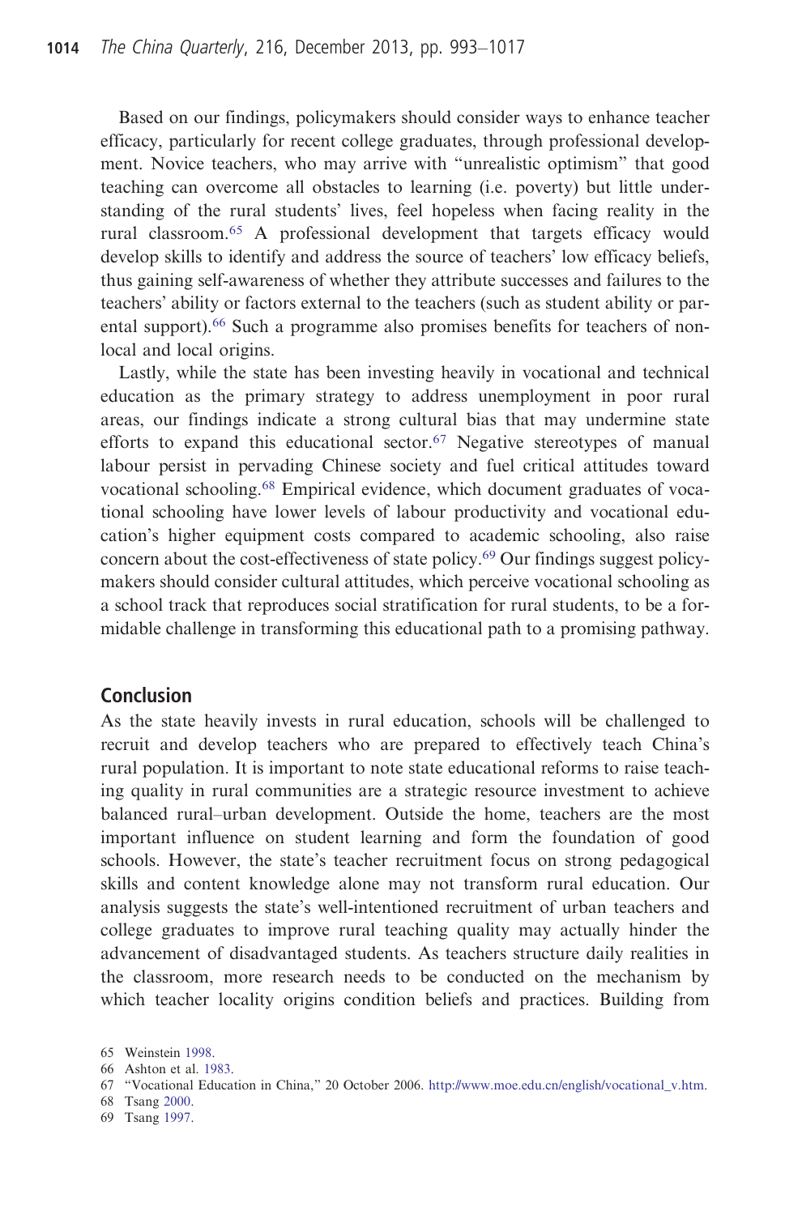Based on our findings, policymakers should consider ways to enhance teacher efficacy, particularly for recent college graduates, through professional development. Novice teachers, who may arrive with "unrealistic optimism" that good teaching can overcome all obstacles to learning (i.e. poverty) but little understanding of the rural students' lives, feel hopeless when facing reality in the rural classroom.[65] A professional development that targets efficacy would develop skills to identify and address the source of teachers' low efficacy beliefs, thus gaining self-awareness of whether they attribute successes and failures to the teachers' ability or factors external to the teachers (such as student ability or parental support).[66] Such a programme also promises benefits for teachers of non-local and local origins.

Lastly, while the state has been investing heavily in vocational and technical education as the primary strategy to address unemployment in poor rural areas, our findings indicate a strong cultural bias that may undermine state efforts to expand this educational sector.[67] Negative stereotypes of manual labour persist in pervading Chinese society and fuel critical attitudes toward vocational schooling.[68] Empirical evidence, which document graduates of vocational schooling have lower levels of labour productivity and vocational education's higher equipment costs compared to academic schooling, also raise concern about the cost-effectiveness of state policy.[69] Our findings suggest policymakers should consider cultural attitudes, which perceive vocational schooling as a school track that reproduces social stratification for rural students, to be a formidable challenge in transforming this educational path to a promising pathway.

## Conclusion

As the state heavily invests in rural education, schools will be challenged to recruit and develop teachers who are prepared to effectively teach China's rural population. It is important to note state educational reforms to raise teaching quality in rural communities are a strategic resource investment to achieve balanced rural–urban development. Outside the home, teachers are the most important influence on student learning and form the foundation of good schools. However, the state's teacher recruitment focus on strong pedagogical skills and content knowledge alone may not transform rural education. Our analysis suggests the state's well-intentioned recruitment of urban teachers and college graduates to improve rural teaching quality may actually hinder the advancement of disadvantaged students. As teachers structure daily realities in the classroom, more research needs to be conducted on the mechanism by which teacher locality origins condition beliefs and practices. Building from

65 Weinstein 1998.

66 Ashton et al. 1983.

67 "Vocational Education in China," 20 October 2006. http://www.moe.edu.cn/english/vocational_v.htm.

68 Tsang 2000.

69 Tsang 1997.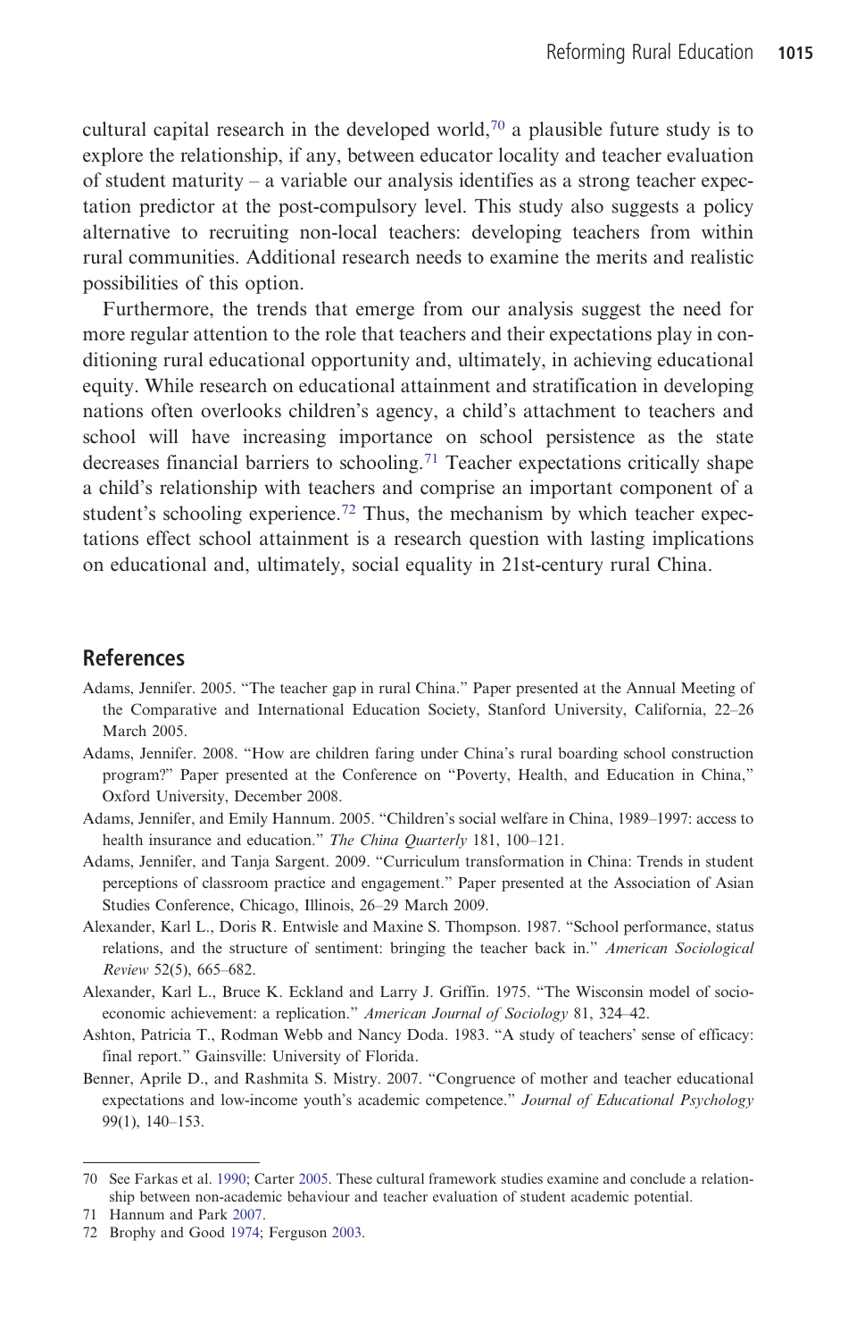cultural capital research in the developed world,[70] a plausible future study is to explore the relationship, if any, between educator locality and teacher evaluation of student maturity – a variable our analysis identifies as a strong teacher expectation predictor at the post-compulsory level. This study also suggests a policy alternative to recruiting non-local teachers: developing teachers from within rural communities. Additional research needs to examine the merits and realistic possibilities of this option.

Furthermore, the trends that emerge from our analysis suggest the need for more regular attention to the role that teachers and their expectations play in conditioning rural educational opportunity and, ultimately, in achieving educational equity. While research on educational attainment and stratification in developing nations often overlooks children's agency, a child's attachment to teachers and school will have increasing importance on school persistence as the state decreases financial barriers to schooling.[71] Teacher expectations critically shape a child's relationship with teachers and comprise an important component of a student's schooling experience.[72] Thus, the mechanism by which teacher expectations effect school attainment is a research question with lasting implications on educational and, ultimately, social equality in 21st-century rural China.

## References

Adams, Jennifer. 2005. "The teacher gap in rural China." Paper presented at the Annual Meeting of the Comparative and International Education Society, Stanford University, California, 22–26 March 2005.

Adams, Jennifer. 2008. "How are children faring under China's rural boarding school construction program?" Paper presented at the Conference on "Poverty, Health, and Education in China," Oxford University, December 2008.

Adams, Jennifer, and Emily Hannum. 2005. "Children's social welfare in China, 1989–1997: access to health insurance and education." *The China Quarterly* 181, 100–121.

Adams, Jennifer, and Tanja Sargent. 2009. "Curriculum transformation in China: Trends in student perceptions of classroom practice and engagement." Paper presented at the Association of Asian Studies Conference, Chicago, Illinois, 26–29 March 2009.

Alexander, Karl L., Doris R. Entwisle and Maxine S. Thompson. 1987. "School performance, status relations, and the structure of sentiment: bringing the teacher back in." *American Sociological Review* 52(5), 665–682.

Alexander, Karl L., Bruce K. Eckland and Larry J. Griffin. 1975. "The Wisconsin model of socioeconomic achievement: a replication." *American Journal of Sociology* 81, 324–42.

Ashton, Patricia T., Rodman Webb and Nancy Doda. 1983. "A study of teachers' sense of efficacy: final report." Gainsville: University of Florida.

Benner, Aprile D., and Rashmita S. Mistry. 2007. "Congruence of mother and teacher educational expectations and low-income youth's academic competence." *Journal of Educational Psychology* 99(1), 140–153.

---

70 See Farkas et al. 1990; Carter 2005. These cultural framework studies examine and conclude a relationship between non-academic behaviour and teacher evaluation of student academic potential.

71 Hannum and Park 2007.

72 Brophy and Good 1974; Ferguson 2003.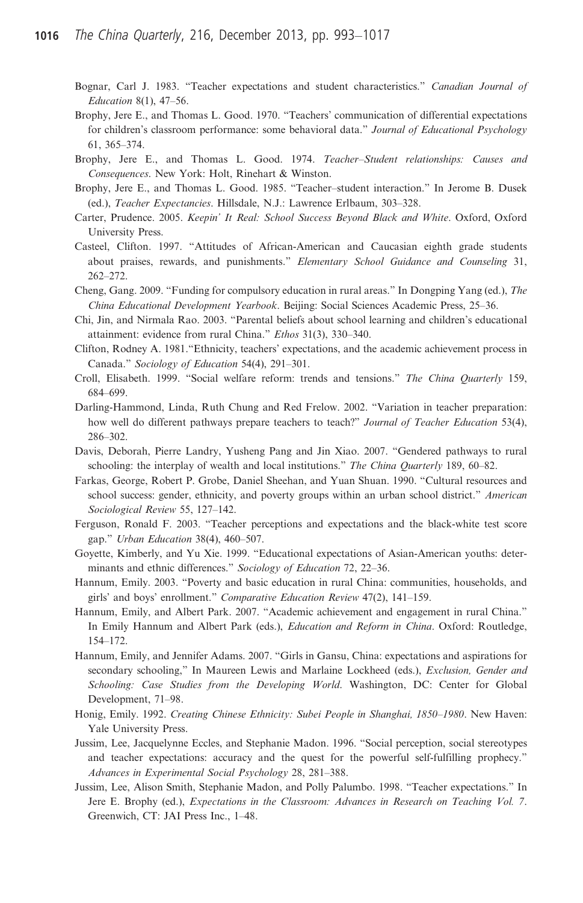Bognar, Carl J. 1983. "Teacher expectations and student characteristics." *Canadian Journal of Education* 8(1), 47–56.

Brophy, Jere E., and Thomas L. Good. 1970. "Teachers' communication of differential expectations for children's classroom performance: some behavioral data." *Journal of Educational Psychology* 61, 365–374.

Brophy, Jere E., and Thomas L. Good. 1974. *Teacher–Student relationships: Causes and Consequences*. New York: Holt, Rinehart & Winston.

Brophy, Jere E., and Thomas L. Good. 1985. "Teacher–student interaction." In Jerome B. Dusek (ed.), *Teacher Expectancies*. Hillsdale, N.J.: Lawrence Erlbaum, 303–328.

Carter, Prudence. 2005. *Keepin' It Real: School Success Beyond Black and White*. Oxford, Oxford University Press.

Casteel, Clifton. 1997. "Attitudes of African-American and Caucasian eighth grade students about praises, rewards, and punishments." *Elementary School Guidance and Counseling* 31, 262–272.

Cheng, Gang. 2009. "Funding for compulsory education in rural areas." In Dongping Yang (ed.), *The China Educational Development Yearbook*. Beijing: Social Sciences Academic Press, 25–36.

Chi, Jin, and Nirmala Rao. 2003. "Parental beliefs about school learning and children's educational attainment: evidence from rural China." *Ethos* 31(3), 330–340.

Clifton, Rodney A. 1981."Ethnicity, teachers' expectations, and the academic achievement process in Canada." *Sociology of Education* 54(4), 291–301.

Croll, Elisabeth. 1999. "Social welfare reform: trends and tensions." *The China Quarterly* 159, 684–699.

Darling-Hammond, Linda, Ruth Chung and Red Frelow. 2002. "Variation in teacher preparation: how well do different pathways prepare teachers to teach?" *Journal of Teacher Education* 53(4), 286–302.

Davis, Deborah, Pierre Landry, Yusheng Pang and Jin Xiao. 2007. "Gendered pathways to rural schooling: the interplay of wealth and local institutions." *The China Quarterly* 189, 60–82.

Farkas, George, Robert P. Grobe, Daniel Sheehan, and Yuan Shuan. 1990. "Cultural resources and school success: gender, ethnicity, and poverty groups within an urban school district." *American Sociological Review* 55, 127–142.

Ferguson, Ronald F. 2003. "Teacher perceptions and expectations and the black-white test score gap." *Urban Education* 38(4), 460–507.

Goyette, Kimberly, and Yu Xie. 1999. "Educational expectations of Asian-American youths: determinants and ethnic differences." *Sociology of Education* 72, 22–36.

Hannum, Emily. 2003. "Poverty and basic education in rural China: communities, households, and girls' and boys' enrollment." *Comparative Education Review* 47(2), 141–159.

Hannum, Emily, and Albert Park. 2007. "Academic achievement and engagement in rural China." In Emily Hannum and Albert Park (eds.), *Education and Reform in China*. Oxford: Routledge, 154–172.

Hannum, Emily, and Jennifer Adams. 2007. "Girls in Gansu, China: expectations and aspirations for secondary schooling," In Maureen Lewis and Marlaine Lockheed (eds.), *Exclusion, Gender and Schooling: Case Studies from the Developing World*. Washington, DC: Center for Global Development, 71–98.

Honig, Emily. 1992. *Creating Chinese Ethnicity: Subei People in Shanghai, 1850–1980*. New Haven: Yale University Press.

Jussim, Lee, Jacquelynne Eccles, and Stephanie Madon. 1996. "Social perception, social stereotypes and teacher expectations: accuracy and the quest for the powerful self-fulfilling prophecy." *Advances in Experimental Social Psychology* 28, 281–388.

Jussim, Lee, Alison Smith, Stephanie Madon, and Polly Palumbo. 1998. "Teacher expectations." In Jere E. Brophy (ed.), *Expectations in the Classroom: Advances in Research on Teaching Vol. 7*. Greenwich, CT: JAI Press Inc., 1–48.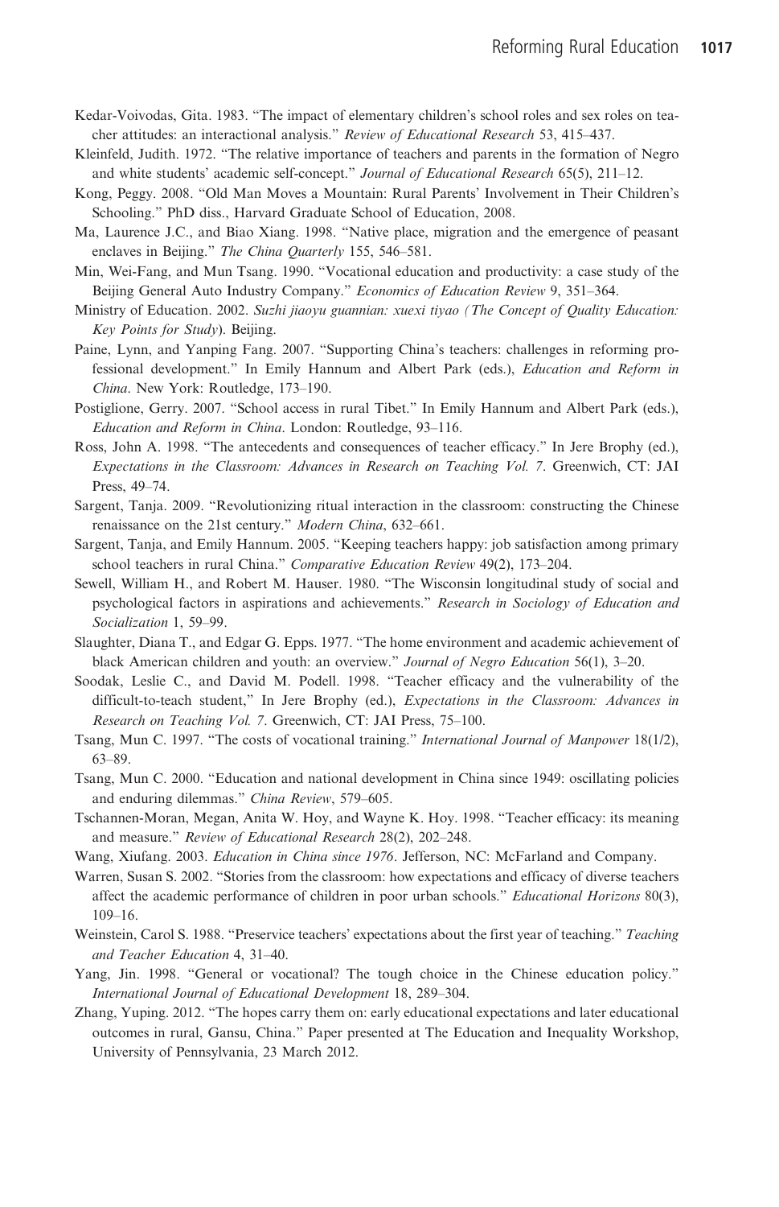Kedar-Voivodas, Gita. 1983. "The impact of elementary children's school roles and sex roles on teacher attitudes: an interactional analysis." *Review of Educational Research* 53, 415–437.

Kleinfeld, Judith. 1972. "The relative importance of teachers and parents in the formation of Negro and white students' academic self-concept." *Journal of Educational Research* 65(5), 211–12.

Kong, Peggy. 2008. "Old Man Moves a Mountain: Rural Parents' Involvement in Their Children's Schooling." PhD diss., Harvard Graduate School of Education, 2008.

Ma, Laurence J.C., and Biao Xiang. 1998. "Native place, migration and the emergence of peasant enclaves in Beijing." *The China Quarterly* 155, 546–581.

Min, Wei-Fang, and Mun Tsang. 1990. "Vocational education and productivity: a case study of the Beijing General Auto Industry Company." *Economics of Education Review* 9, 351–364.

Ministry of Education. 2002. *Suzhi jiaoyu guannian: xuexi tiyao (The Concept of Quality Education: Key Points for Study)*. Beijing.

Paine, Lynn, and Yanping Fang. 2007. "Supporting China's teachers: challenges in reforming professional development." In Emily Hannum and Albert Park (eds.), *Education and Reform in China*. New York: Routledge, 173–190.

Postiglione, Gerry. 2007. "School access in rural Tibet." In Emily Hannum and Albert Park (eds.), *Education and Reform in China*. London: Routledge, 93–116.

Ross, John A. 1998. "The antecedents and consequences of teacher efficacy." In Jere Brophy (ed.), *Expectations in the Classroom: Advances in Research on Teaching Vol. 7*. Greenwich, CT: JAI Press, 49–74.

Sargent, Tanja. 2009. "Revolutionizing ritual interaction in the classroom: constructing the Chinese renaissance on the 21st century." *Modern China*, 632–661.

Sargent, Tanja, and Emily Hannum. 2005. "Keeping teachers happy: job satisfaction among primary school teachers in rural China." *Comparative Education Review* 49(2), 173–204.

Sewell, William H., and Robert M. Hauser. 1980. "The Wisconsin longitudinal study of social and psychological factors in aspirations and achievements." *Research in Sociology of Education and Socialization* 1, 59–99.

Slaughter, Diana T., and Edgar G. Epps. 1977. "The home environment and academic achievement of black American children and youth: an overview." *Journal of Negro Education* 56(1), 3–20.

Soodak, Leslie C., and David M. Podell. 1998. "Teacher efficacy and the vulnerability of the difficult-to-teach student," In Jere Brophy (ed.), *Expectations in the Classroom: Advances in Research on Teaching Vol. 7*. Greenwich, CT: JAI Press, 75–100.

Tsang, Mun C. 1997. "The costs of vocational training." *International Journal of Manpower* 18(1/2), 63–89.

Tsang, Mun C. 2000. "Education and national development in China since 1949: oscillating policies and enduring dilemmas." *China Review*, 579–605.

Tschannen-Moran, Megan, Anita W. Hoy, and Wayne K. Hoy. 1998. "Teacher efficacy: its meaning and measure." *Review of Educational Research* 28(2), 202–248.

Wang, Xiufang. 2003. *Education in China since 1976*. Jefferson, NC: McFarland and Company.

Warren, Susan S. 2002. "Stories from the classroom: how expectations and efficacy of diverse teachers affect the academic performance of children in poor urban schools." *Educational Horizons* 80(3), 109–16.

Weinstein, Carol S. 1988. "Preservice teachers' expectations about the first year of teaching." *Teaching and Teacher Education* 4, 31–40.

Yang, Jin. 1998. "General or vocational? The tough choice in the Chinese education policy." *International Journal of Educational Development* 18, 289–304.

Zhang, Yuping. 2012. "The hopes carry them on: early educational expectations and later educational outcomes in rural, Gansu, China." Paper presented at The Education and Inequality Workshop, University of Pennsylvania, 23 March 2012.